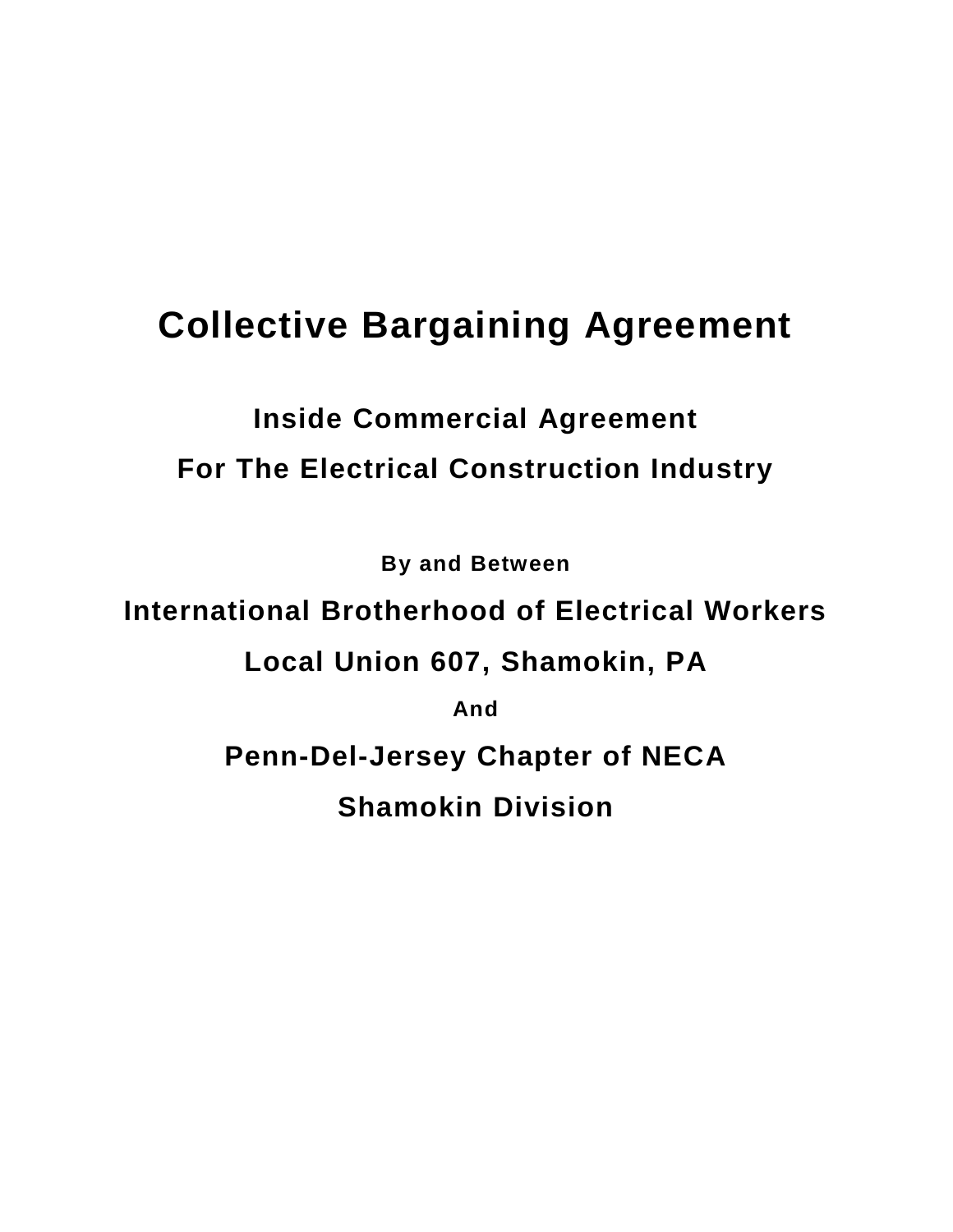# Collective Bargaining Agreement

## Inside Commercial Agreement

## For The Electrical Construction Industry

**By and Between**

## International Brotherhood of Electrical Workers

## Local Union 607, Shamokin, PA

**And**

## Penn-Del-Jersey Chapter of NECA

## Shamokin Division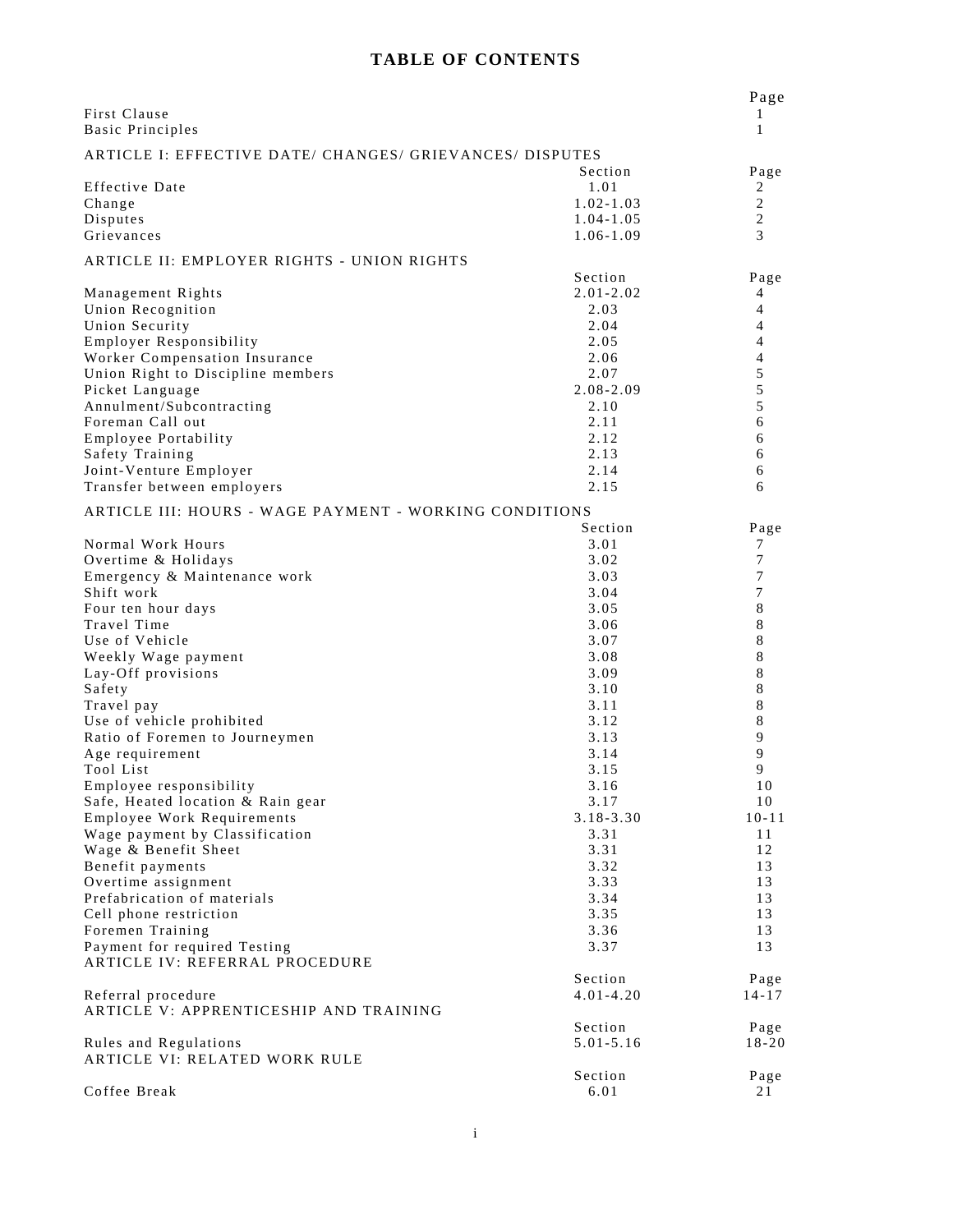# TABLE OF CONTENTS

| | | Page |
|---|---|---|
| First Clause | | 1 |
| Basic Principles | | 1 |

## ARTICLE I: EFFECTIVE DATE/ CHANGES/ GRIEVANCES/ DISPUTES

| | Section | Page |
|---|---|---|
| Effective Date | 1.01 | 2 |
| Change | 1.02-1.03 | 2 |
| Disputes | 1.04-1.05 | 2 |
| Grievances | 1.06-1.09 | 3 |

## ARTICLE II: EMPLOYER RIGHTS - UNION RIGHTS

| | Section | Page |
|---|---|---|
| Management Rights | 2.01-2.02 | 4 |
| Union Recognition | 2.03 | 4 |
| Union Security | 2.04 | 4 |
| Employer Responsibility | 2.05 | 4 |
| Worker Compensation Insurance | 2.06 | 4 |
| Union Right to Discipline members | 2.07 | 5 |
| Picket Language | 2.08-2.09 | 5 |
| Annulment/Subcontracting | 2.10 | 5 |
| Foreman Call out | 2.11 | 6 |
| Employee Portability | 2.12 | 6 |
| Safety Training | 2.13 | 6 |
| Joint-Venture Employer | 2.14 | 6 |
| Transfer between employers | 2.15 | 6 |

## ARTICLE III: HOURS - WAGE PAYMENT - WORKING CONDITIONS

| | Section | Page |
|---|---|---|
| Normal Work Hours | 3.01 | 7 |
| Overtime & Holidays | 3.02 | 7 |
| Emergency & Maintenance work | 3.03 | 7 |
| Shift work | 3.04 | 7 |
| Four ten hour days | 3.05 | 8 |
| Travel Time | 3.06 | 8 |
| Use of Vehicle | 3.07 | 8 |
| Weekly Wage payment | 3.08 | 8 |
| Lay-Off provisions | 3.09 | 8 |
| Safety | 3.10 | 8 |
| Travel pay | 3.11 | 8 |
| Use of vehicle prohibited | 3.12 | 8 |
| Ratio of Foremen to Journeymen | 3.13 | 9 |
| Age requirement | 3.14 | 9 |
| Tool List | 3.15 | 9 |
| Employee responsibility | 3.16 | 10 |
| Safe, Heated location & Rain gear | 3.17 | 10 |
| Employee Work Requirements | 3.18-3.30 | 10-11 |
| Wage payment by Classification | 3.31 | 11 |
| Wage & Benefit Sheet | 3.31 | 12 |
| Benefit payments | 3.32 | 13 |
| Overtime assignment | 3.33 | 13 |
| Prefabrication of materials | 3.34 | 13 |
| Cell phone restriction | 3.35 | 13 |
| Foremen Training | 3.36 | 13 |
| Payment for required Testing | 3.37 | 13 |

## ARTICLE IV: REFERRAL PROCEDURE

| | Section | Page |
|---|---|---|
| Referral procedure | 4.01-4.20 | 14-17 |

## ARTICLE V: APPRENTICESHIP AND TRAINING

| | Section | Page |
|---|---|---|
| Rules and Regulations | 5.01-5.16 | 18-20 |

## ARTICLE VI: RELATED WORK RULE

| | Section | Page |
|---|---|---|
| Coffee Break | 6.01 | 21 |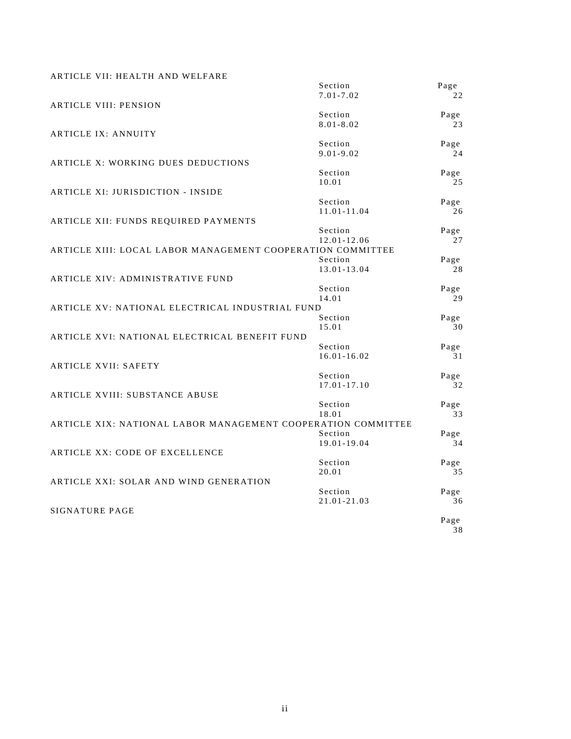| Article | Section | Page |
|---|---|---|
| ARTICLE VII: HEALTH AND WELFARE | 7.01-7.02 | 22 |
| ARTICLE VIII: PENSION | 8.01-8.02 | 23 |
| ARTICLE IX: ANNUITY | 9.01-9.02 | 24 |
| ARTICLE X: WORKING DUES DEDUCTIONS | 10.01 | 25 |
| ARTICLE XI: JURISDICTION - INSIDE | 11.01-11.04 | 26 |
| ARTICLE XII: FUNDS REQUIRED PAYMENTS | 12.01-12.06 | 27 |
| ARTICLE XIII: LOCAL LABOR MANAGEMENT COOPERATION COMMITTEE | 13.01-13.04 | 28 |
| ARTICLE XIV: ADMINISTRATIVE FUND | 14.01 | 29 |
| ARTICLE XV: NATIONAL ELECTRICAL INDUSTRIAL FUND | 15.01 | 30 |
| ARTICLE XVI: NATIONAL ELECTRICAL BENEFIT FUND | 16.01-16.02 | 31 |
| ARTICLE XVII: SAFETY | 17.01-17.10 | 32 |
| ARTICLE XVIII: SUBSTANCE ABUSE | 18.01 | 33 |
| ARTICLE XIX: NATIONAL LABOR MANAGEMENT COOPERATION COMMITTEE | 19.01-19.04 | 34 |
| ARTICLE XX: CODE OF EXCELLENCE | 20.01 | 35 |
| ARTICLE XXI: SOLAR AND WIND GENERATION | 21.01-21.03 | 36 |
| SIGNATURE PAGE | | 38 |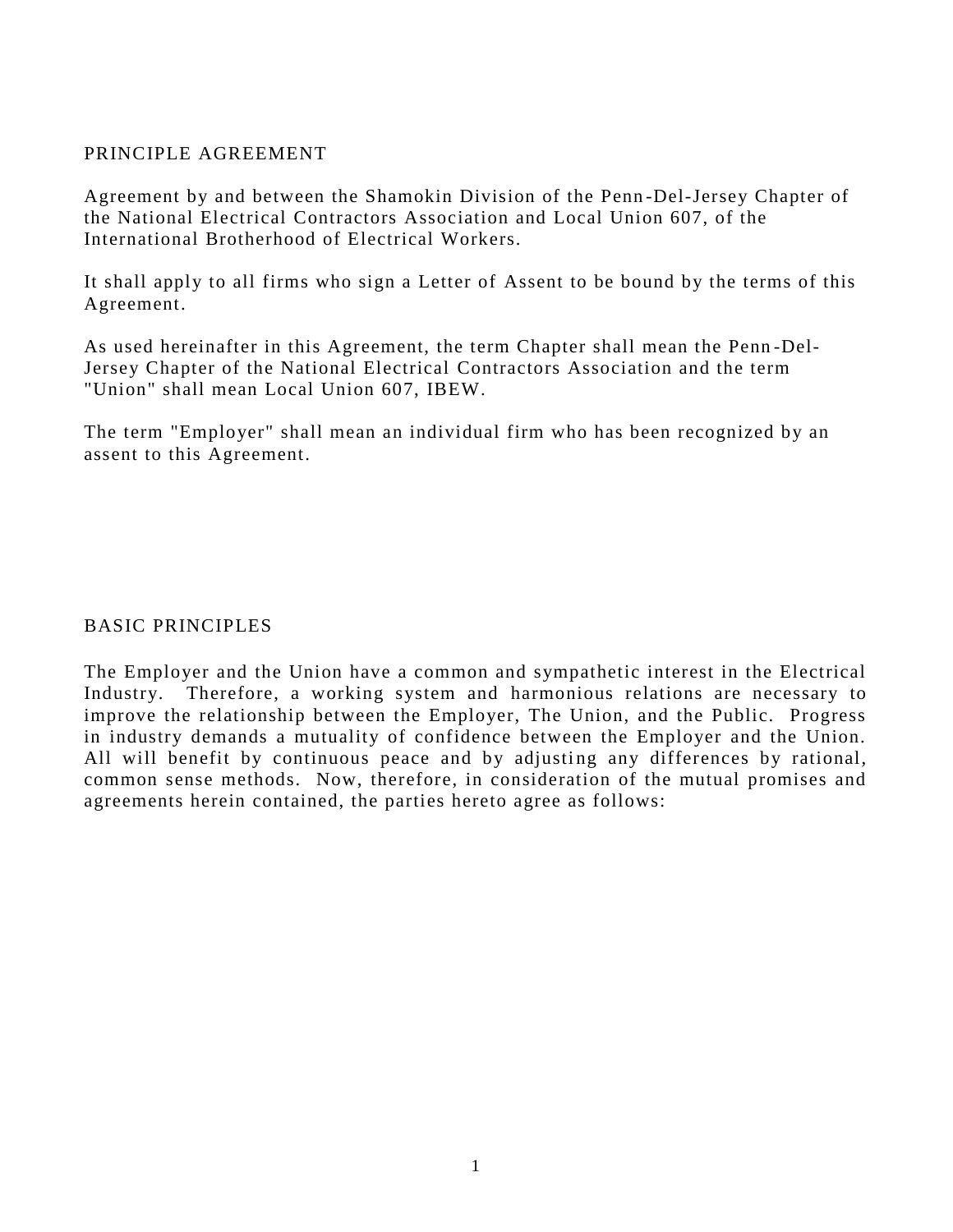## PRINCIPLE AGREEMENT

Agreement by and between the Shamokin Division of the Penn-Del-Jersey Chapter of the National Electrical Contractors Association and Local Union 607, of the International Brotherhood of Electrical Workers.

It shall apply to all firms who sign a Letter of Assent to be bound by the terms of this Agreement.

As used hereinafter in this Agreement, the term Chapter shall mean the Penn-Del-Jersey Chapter of the National Electrical Contractors Association and the term "Union" shall mean Local Union 607, IBEW.

The term "Employer" shall mean an individual firm who has been recognized by an assent to this Agreement.

## BASIC PRINCIPLES

The Employer and the Union have a common and sympathetic interest in the Electrical Industry. Therefore, a working system and harmonious relations are necessary to improve the relationship between the Employer, The Union, and the Public. Progress in industry demands a mutuality of confidence between the Employer and the Union. All will benefit by continuous peace and by adjusting any differences by rational, common sense methods. Now, therefore, in consideration of the mutual promises and agreements herein contained, the parties hereto agree as follows: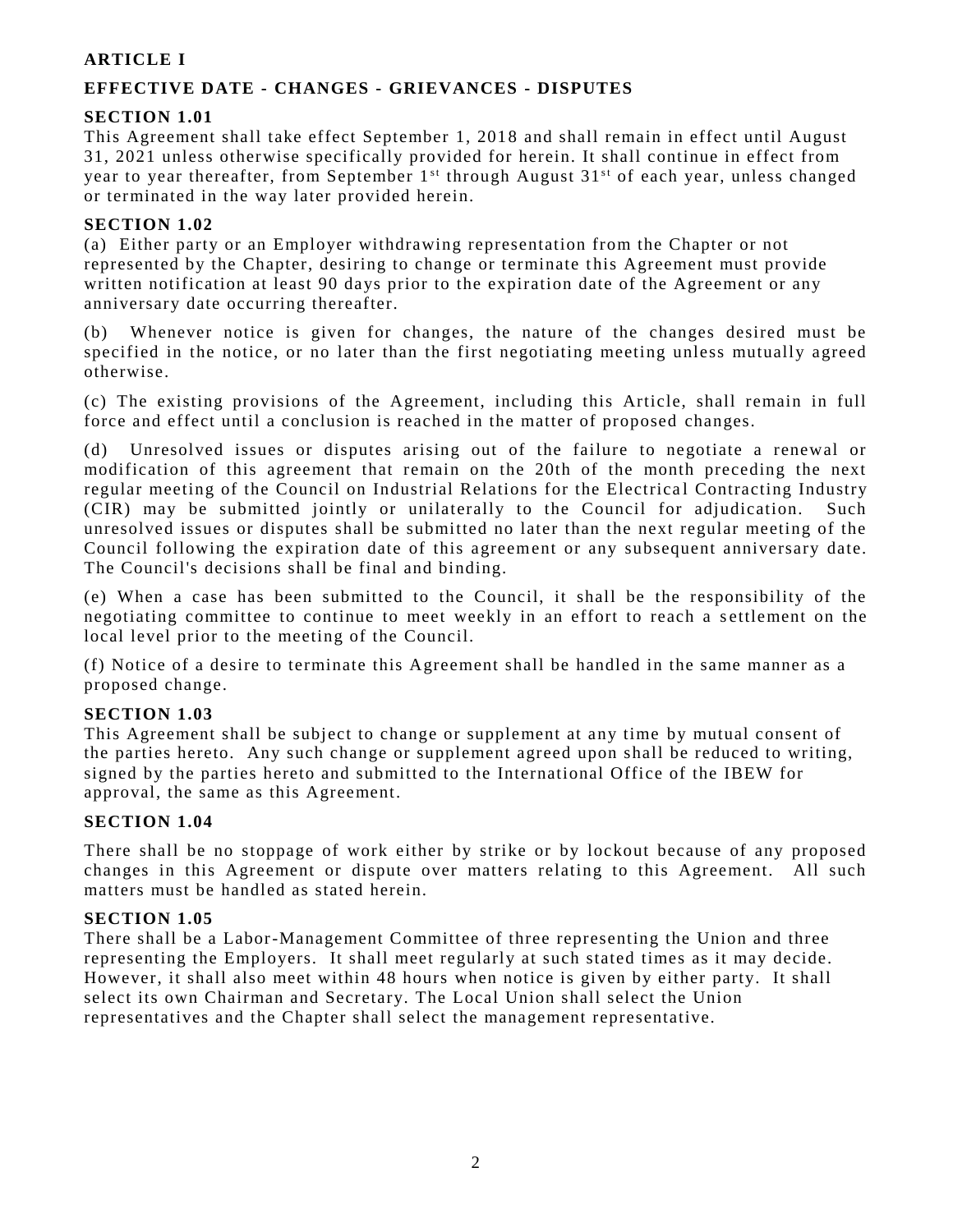## ARTICLE I

### EFFECTIVE DATE - CHANGES - GRIEVANCES - DISPUTES

**SECTION 1.01**

This Agreement shall take effect September 1, 2018 and shall remain in effect until August 31, 2021 unless otherwise specifically provided for herein. It shall continue in effect from year to year thereafter, from September 1st through August 31st of each year, unless changed or terminated in the way later provided herein.

**SECTION 1.02**

(a) Either party or an Employer withdrawing representation from the Chapter or not represented by the Chapter, desiring to change or terminate this Agreement must provide written notification at least 90 days prior to the expiration date of the Agreement or any anniversary date occurring thereafter.

(b) Whenever notice is given for changes, the nature of the changes desired must be specified in the notice, or no later than the first negotiating meeting unless mutually agreed otherwise.

(c) The existing provisions of the Agreement, including this Article, shall remain in full force and effect until a conclusion is reached in the matter of proposed changes.

(d) Unresolved issues or disputes arising out of the failure to negotiate a renewal or modification of this agreement that remain on the 20th of the month preceding the next regular meeting of the Council on Industrial Relations for the Electrical Contracting Industry (CIR) may be submitted jointly or unilaterally to the Council for adjudication. Such unresolved issues or disputes shall be submitted no later than the next regular meeting of the Council following the expiration date of this agreement or any subsequent anniversary date. The Council's decisions shall be final and binding.

(e) When a case has been submitted to the Council, it shall be the responsibility of the negotiating committee to continue to meet weekly in an effort to reach a settlement on the local level prior to the meeting of the Council.

(f) Notice of a desire to terminate this Agreement shall be handled in the same manner as a proposed change.

**SECTION 1.03**

This Agreement shall be subject to change or supplement at any time by mutual consent of the parties hereto. Any such change or supplement agreed upon shall be reduced to writing, signed by the parties hereto and submitted to the International Office of the IBEW for approval, the same as this Agreement.

**SECTION 1.04**

There shall be no stoppage of work either by strike or by lockout because of any proposed changes in this Agreement or dispute over matters relating to this Agreement. All such matters must be handled as stated herein.

**SECTION 1.05**

There shall be a Labor-Management Committee of three representing the Union and three representing the Employers. It shall meet regularly at such stated times as it may decide. However, it shall also meet within 48 hours when notice is given by either party. It shall select its own Chairman and Secretary. The Local Union shall select the Union representatives and the Chapter shall select the management representative.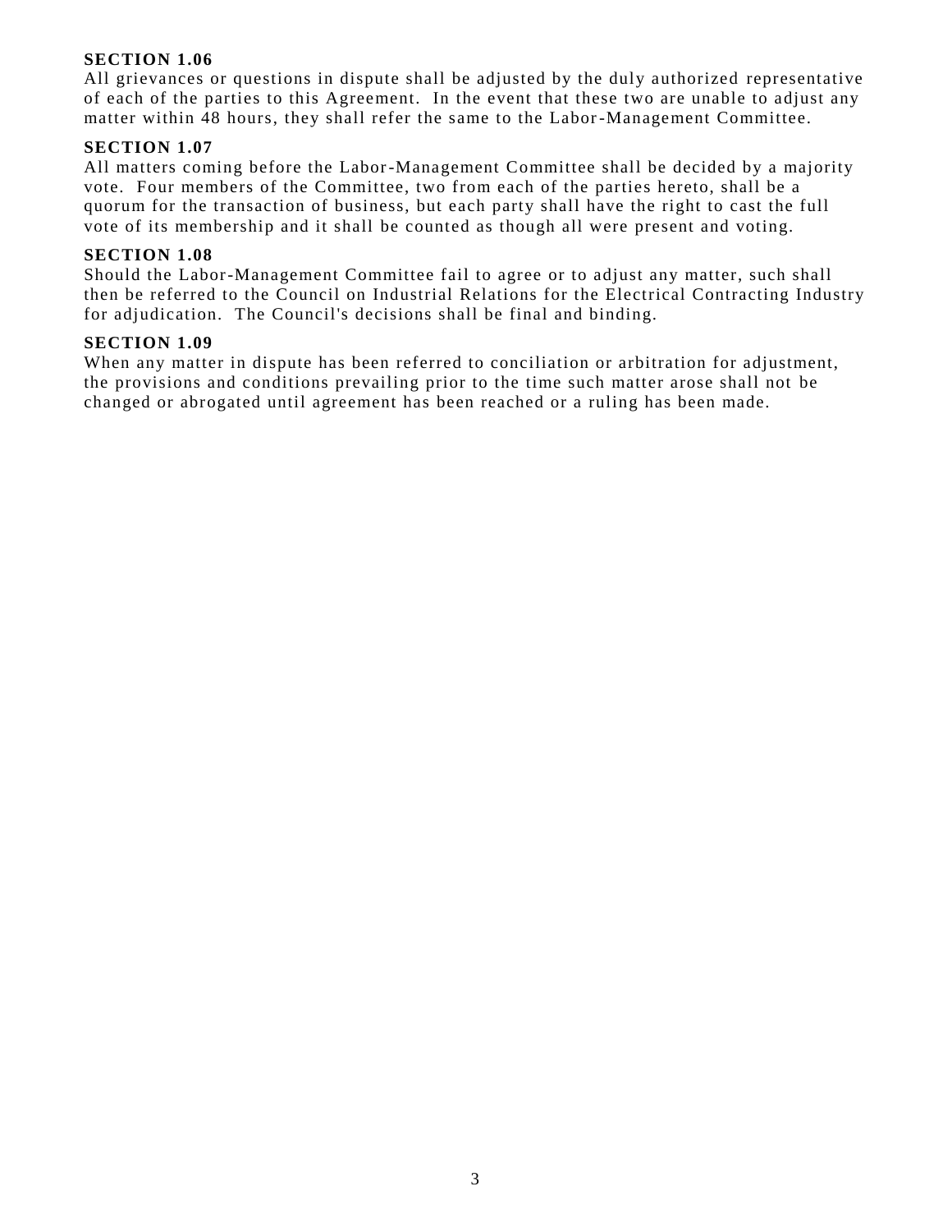**SECTION 1.06**
All grievances or questions in dispute shall be adjusted by the duly authorized representative of each of the parties to this Agreement. In the event that these two are unable to adjust any matter within 48 hours, they shall refer the same to the Labor-Management Committee.

**SECTION 1.07**
All matters coming before the Labor-Management Committee shall be decided by a majority vote. Four members of the Committee, two from each of the parties hereto, shall be a quorum for the transaction of business, but each party shall have the right to cast the full vote of its membership and it shall be counted as though all were present and voting.

**SECTION 1.08**
Should the Labor-Management Committee fail to agree or to adjust any matter, such shall then be referred to the Council on Industrial Relations for the Electrical Contracting Industry for adjudication. The Council's decisions shall be final and binding.

**SECTION 1.09**
When any matter in dispute has been referred to conciliation or arbitration for adjustment, the provisions and conditions prevailing prior to the time such matter arose shall not be changed or abrogated until agreement has been reached or a ruling has been made.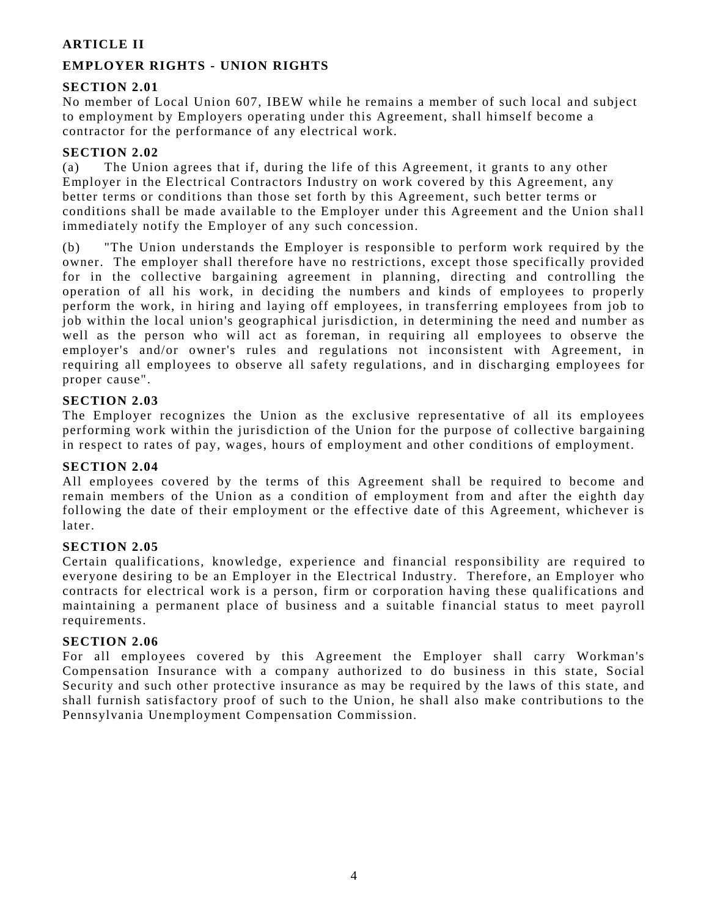## ARTICLE II

## EMPLOYER RIGHTS - UNION RIGHTS

### SECTION 2.01

No member of Local Union 607, IBEW while he remains a member of such local and subject to employment by Employers operating under this Agreement, shall himself become a contractor for the performance of any electrical work.

### SECTION 2.02

(a) The Union agrees that if, during the life of this Agreement, it grants to any other Employer in the Electrical Contractors Industry on work covered by this Agreement, any better terms or conditions than those set forth by this Agreement, such better terms or conditions shall be made available to the Employer under this Agreement and the Union shall immediately notify the Employer of any such concession.

(b) "The Union understands the Employer is responsible to perform work required by the owner. The employer shall therefore have no restrictions, except those specifically provided for in the collective bargaining agreement in planning, directing and controlling the operation of all his work, in deciding the numbers and kinds of employees to properly perform the work, in hiring and laying off employees, in transferring employees from job to job within the local union's geographical jurisdiction, in determining the need and number as well as the person who will act as foreman, in requiring all employees to observe the employer's and/or owner's rules and regulations not inconsistent with Agreement, in requiring all employees to observe all safety regulations, and in discharging employees for proper cause".

### SECTION 2.03

The Employer recognizes the Union as the exclusive representative of all its employees performing work within the jurisdiction of the Union for the purpose of collective bargaining in respect to rates of pay, wages, hours of employment and other conditions of employment.

### SECTION 2.04

All employees covered by the terms of this Agreement shall be required to become and remain members of the Union as a condition of employment from and after the eighth day following the date of their employment or the effective date of this Agreement, whichever is later.

### SECTION 2.05

Certain qualifications, knowledge, experience and financial responsibility are required to everyone desiring to be an Employer in the Electrical Industry. Therefore, an Employer who contracts for electrical work is a person, firm or corporation having these qualifications and maintaining a permanent place of business and a suitable financial status to meet payroll requirements.

### SECTION 2.06

For all employees covered by this Agreement the Employer shall carry Workman's Compensation Insurance with a company authorized to do business in this state, Social Security and such other protective insurance as may be required by the laws of this state, and shall furnish satisfactory proof of such to the Union, he shall also make contributions to the Pennsylvania Unemployment Compensation Commission.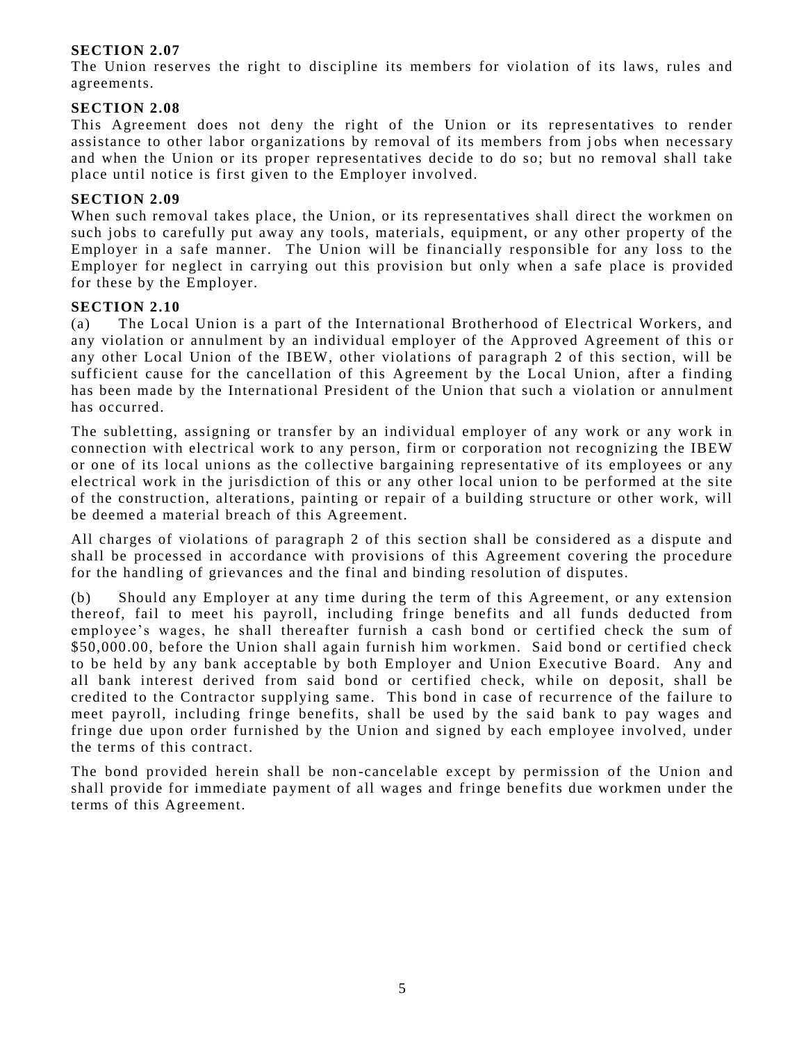**SECTION 2.07**
The Union reserves the right to discipline its members for violation of its laws, rules and agreements.

**SECTION 2.08**
This Agreement does not deny the right of the Union or its representatives to render assistance to other labor organizations by removal of its members from jobs when necessary and when the Union or its proper representatives decide to do so; but no removal shall take place until notice is first given to the Employer involved.

**SECTION 2.09**
When such removal takes place, the Union, or its representatives shall direct the workmen on such jobs to carefully put away any tools, materials, equipment, or any other property of the Employer in a safe manner. The Union will be financially responsible for any loss to the Employer for neglect in carrying out this provision but only when a safe place is provided for these by the Employer.

**SECTION 2.10**
(a) The Local Union is a part of the International Brotherhood of Electrical Workers, and any violation or annulment by an individual employer of the Approved Agreement of this or any other Local Union of the IBEW, other violations of paragraph 2 of this section, will be sufficient cause for the cancellation of this Agreement by the Local Union, after a finding has been made by the International President of the Union that such a violation or annulment has occurred.

The subletting, assigning or transfer by an individual employer of any work or any work in connection with electrical work to any person, firm or corporation not recognizing the IBEW or one of its local unions as the collective bargaining representative of its employees or any electrical work in the jurisdiction of this or any other local union to be performed at the site of the construction, alterations, painting or repair of a building structure or other work, will be deemed a material breach of this Agreement.

All charges of violations of paragraph 2 of this section shall be considered as a dispute and shall be processed in accordance with provisions of this Agreement covering the procedure for the handling of grievances and the final and binding resolution of disputes.

(b) Should any Employer at any time during the term of this Agreement, or any extension thereof, fail to meet his payroll, including fringe benefits and all funds deducted from employee's wages, he shall thereafter furnish a cash bond or certified check the sum of $50,000.00, before the Union shall again furnish him workmen. Said bond or certified check to be held by any bank acceptable by both Employer and Union Executive Board. Any and all bank interest derived from said bond or certified check, while on deposit, shall be credited to the Contractor supplying same. This bond in case of recurrence of the failure to meet payroll, including fringe benefits, shall be used by the said bank to pay wages and fringe due upon order furnished by the Union and signed by each employee involved, under the terms of this contract.

The bond provided herein shall be non-cancelable except by permission of the Union and shall provide for immediate payment of all wages and fringe benefits due workmen under the terms of this Agreement.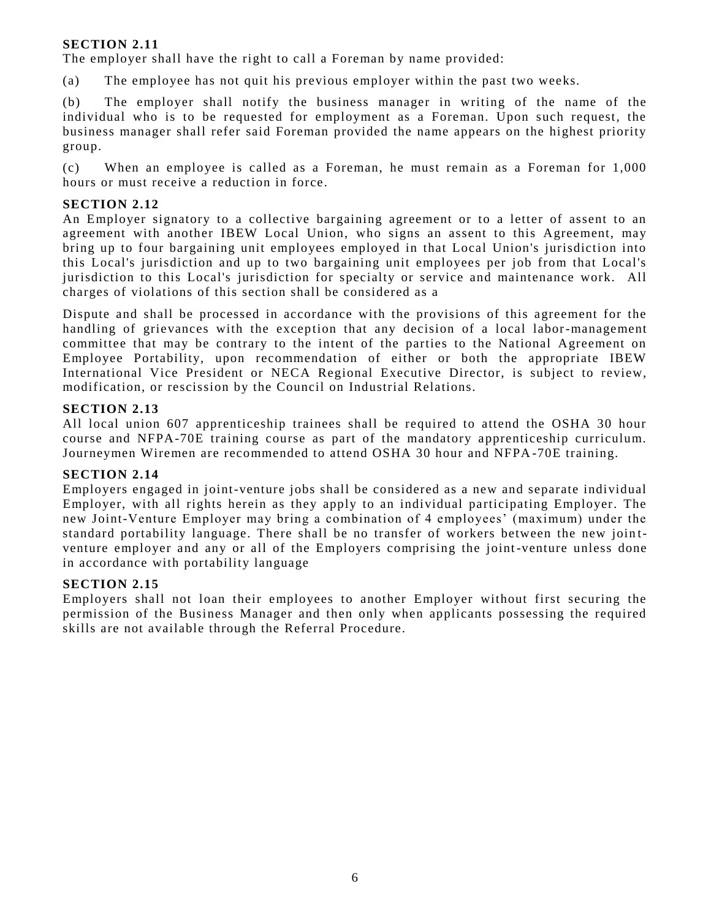**SECTION 2.11**

The employer shall have the right to call a Foreman by name provided:

(a) The employee has not quit his previous employer within the past two weeks.

(b) The employer shall notify the business manager in writing of the name of the individual who is to be requested for employment as a Foreman. Upon such request, the business manager shall refer said Foreman provided the name appears on the highest priority group.

(c) When an employee is called as a Foreman, he must remain as a Foreman for 1,000 hours or must receive a reduction in force.

**SECTION 2.12**

An Employer signatory to a collective bargaining agreement or to a letter of assent to an agreement with another IBEW Local Union, who signs an assent to this Agreement, may bring up to four bargaining unit employees employed in that Local Union's jurisdiction into this Local's jurisdiction and up to two bargaining unit employees per job from that Local's jurisdiction to this Local's jurisdiction for specialty or service and maintenance work. All charges of violations of this section shall be considered as a

Dispute and shall be processed in accordance with the provisions of this agreement for the handling of grievances with the exception that any decision of a local labor-management committee that may be contrary to the intent of the parties to the National Agreement on Employee Portability, upon recommendation of either or both the appropriate IBEW International Vice President or NECA Regional Executive Director, is subject to review, modification, or rescission by the Council on Industrial Relations.

**SECTION 2.13**

All local union 607 apprenticeship trainees shall be required to attend the OSHA 30 hour course and NFPA-70E training course as part of the mandatory apprenticeship curriculum. Journeymen Wiremen are recommended to attend OSHA 30 hour and NFPA-70E training.

**SECTION 2.14**

Employers engaged in joint-venture jobs shall be considered as a new and separate individual Employer, with all rights herein as they apply to an individual participating Employer. The new Joint-Venture Employer may bring a combination of 4 employees' (maximum) under the standard portability language. There shall be no transfer of workers between the new joint-venture employer and any or all of the Employers comprising the joint-venture unless done in accordance with portability language

**SECTION 2.15**

Employers shall not loan their employees to another Employer without first securing the permission of the Business Manager and then only when applicants possessing the required skills are not available through the Referral Procedure.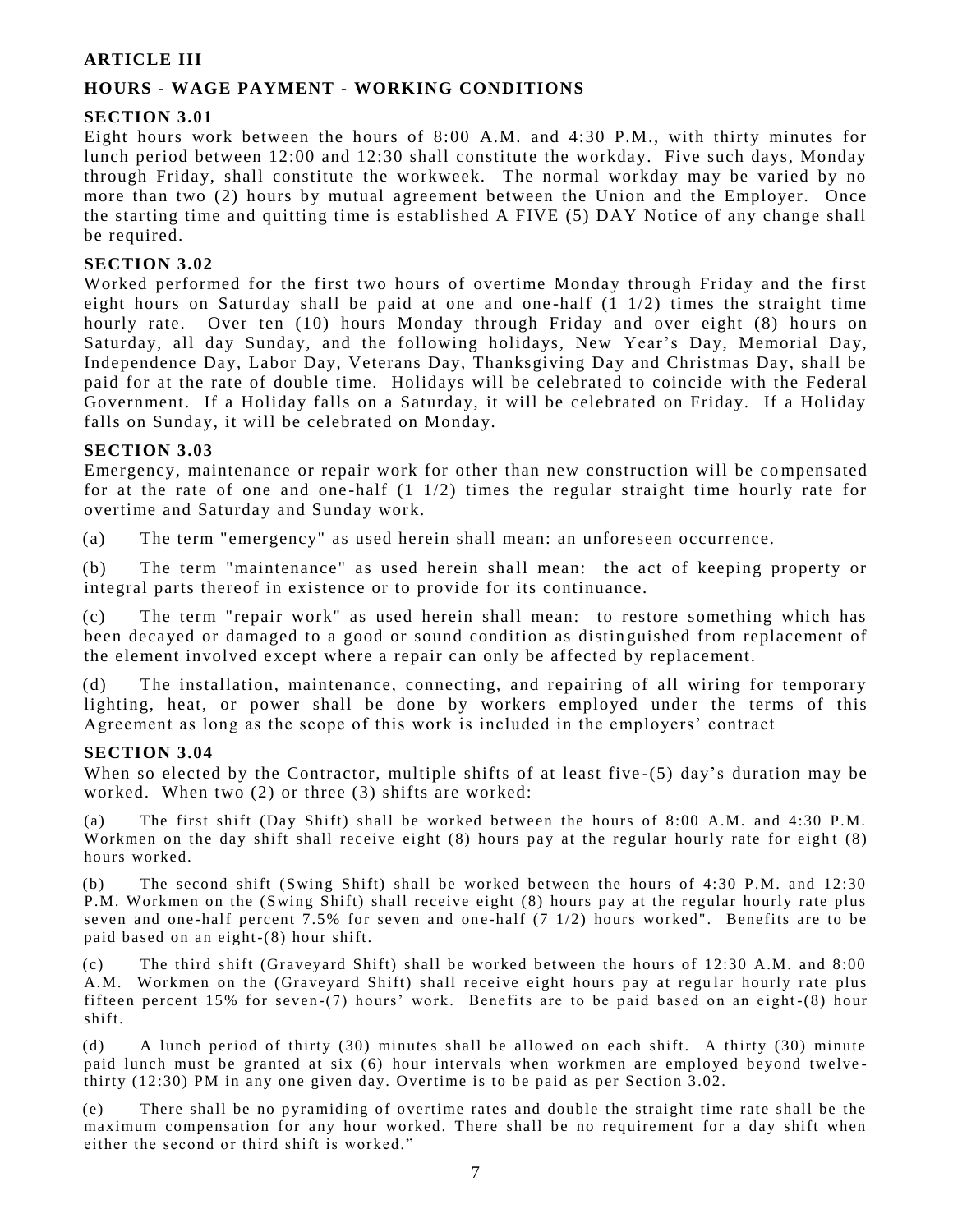## ARTICLE III

## HOURS - WAGE PAYMENT - WORKING CONDITIONS

### SECTION 3.01

Eight hours work between the hours of 8:00 A.M. and 4:30 P.M., with thirty minutes for lunch period between 12:00 and 12:30 shall constitute the workday. Five such days, Monday through Friday, shall constitute the workweek. The normal workday may be varied by no more than two (2) hours by mutual agreement between the Union and the Employer. Once the starting time and quitting time is established A FIVE (5) DAY Notice of any change shall be required.

### SECTION 3.02

Worked performed for the first two hours of overtime Monday through Friday and the first eight hours on Saturday shall be paid at one and one-half (1 1/2) times the straight time hourly rate. Over ten (10) hours Monday through Friday and over eight (8) hours on Saturday, all day Sunday, and the following holidays, New Year's Day, Memorial Day, Independence Day, Labor Day, Veterans Day, Thanksgiving Day and Christmas Day, shall be paid for at the rate of double time. Holidays will be celebrated to coincide with the Federal Government. If a Holiday falls on a Saturday, it will be celebrated on Friday. If a Holiday falls on Sunday, it will be celebrated on Monday.

### SECTION 3.03

Emergency, maintenance or repair work for other than new construction will be compensated for at the rate of one and one-half (1 1/2) times the regular straight time hourly rate for overtime and Saturday and Sunday work.

(a) The term "emergency" as used herein shall mean: an unforeseen occurrence.

(b) The term "maintenance" as used herein shall mean: the act of keeping property or integral parts thereof in existence or to provide for its continuance.

(c) The term "repair work" as used herein shall mean: to restore something which has been decayed or damaged to a good or sound condition as distinguished from replacement of the element involved except where a repair can only be affected by replacement.

(d) The installation, maintenance, connecting, and repairing of all wiring for temporary lighting, heat, or power shall be done by workers employed under the terms of this Agreement as long as the scope of this work is included in the employers' contract

### SECTION 3.04

When so elected by the Contractor, multiple shifts of at least five-(5) day's duration may be worked. When two (2) or three (3) shifts are worked:

(a) The first shift (Day Shift) shall be worked between the hours of 8:00 A.M. and 4:30 P.M. Workmen on the day shift shall receive eight (8) hours pay at the regular hourly rate for eight (8) hours worked.

(b) The second shift (Swing Shift) shall be worked between the hours of 4:30 P.M. and 12:30 P.M. Workmen on the (Swing Shift) shall receive eight (8) hours pay at the regular hourly rate plus seven and one-half percent 7.5% for seven and one-half (7 1/2) hours worked". Benefits are to be paid based on an eight-(8) hour shift.

(c) The third shift (Graveyard Shift) shall be worked between the hours of 12:30 A.M. and 8:00 A.M. Workmen on the (Graveyard Shift) shall receive eight hours pay at regular hourly rate plus fifteen percent 15% for seven-(7) hours' work. Benefits are to be paid based on an eight-(8) hour shift.

(d) A lunch period of thirty (30) minutes shall be allowed on each shift. A thirty (30) minute paid lunch must be granted at six (6) hour intervals when workmen are employed beyond twelve-thirty (12:30) PM in any one given day. Overtime is to be paid as per Section 3.02.

(e) There shall be no pyramiding of overtime rates and double the straight time rate shall be the maximum compensation for any hour worked. There shall be no requirement for a day shift when either the second or third shift is worked."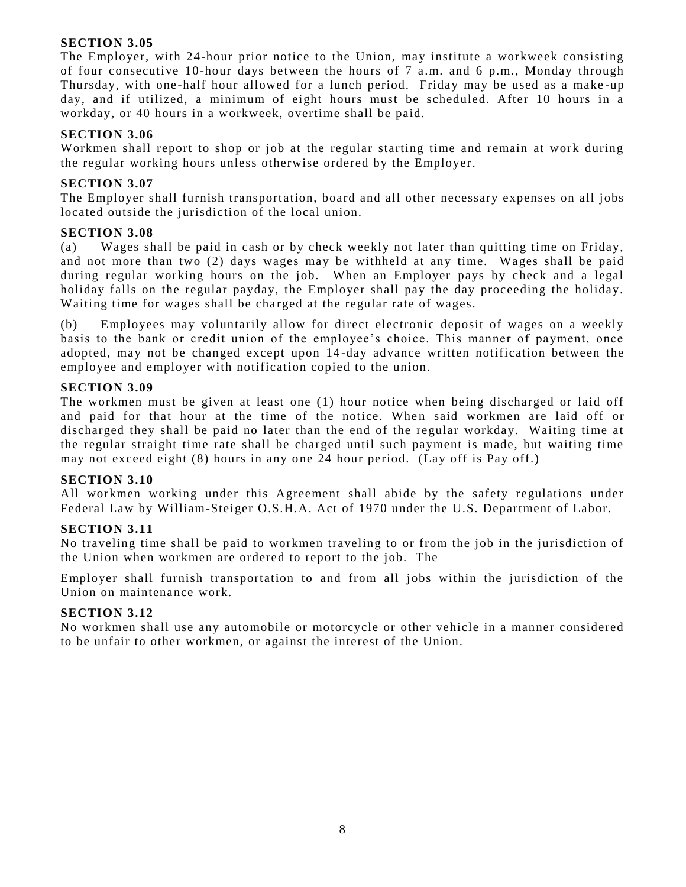**SECTION 3.05**

The Employer, with 24-hour prior notice to the Union, may institute a workweek consisting of four consecutive 10-hour days between the hours of 7 a.m. and 6 p.m., Monday through Thursday, with one-half hour allowed for a lunch period. Friday may be used as a make-up day, and if utilized, a minimum of eight hours must be scheduled. After 10 hours in a workday, or 40 hours in a workweek, overtime shall be paid.

**SECTION 3.06**

Workmen shall report to shop or job at the regular starting time and remain at work during the regular working hours unless otherwise ordered by the Employer.

**SECTION 3.07**

The Employer shall furnish transportation, board and all other necessary expenses on all jobs located outside the jurisdiction of the local union.

**SECTION 3.08**

(a) Wages shall be paid in cash or by check weekly not later than quitting time on Friday, and not more than two (2) days wages may be withheld at any time. Wages shall be paid during regular working hours on the job. When an Employer pays by check and a legal holiday falls on the regular payday, the Employer shall pay the day proceeding the holiday. Waiting time for wages shall be charged at the regular rate of wages.

(b) Employees may voluntarily allow for direct electronic deposit of wages on a weekly basis to the bank or credit union of the employee's choice. This manner of payment, once adopted, may not be changed except upon 14-day advance written notification between the employee and employer with notification copied to the union.

**SECTION 3.09**

The workmen must be given at least one (1) hour notice when being discharged or laid off and paid for that hour at the time of the notice. When said workmen are laid off or discharged they shall be paid no later than the end of the regular workday. Waiting time at the regular straight time rate shall be charged until such payment is made, but waiting time may not exceed eight (8) hours in any one 24 hour period. (Lay off is Pay off.)

**SECTION 3.10**

All workmen working under this Agreement shall abide by the safety regulations under Federal Law by William-Steiger O.S.H.A. Act of 1970 under the U.S. Department of Labor.

**SECTION 3.11**

No traveling time shall be paid to workmen traveling to or from the job in the jurisdiction of the Union when workmen are ordered to report to the job. The

Employer shall furnish transportation to and from all jobs within the jurisdiction of the Union on maintenance work.

**SECTION 3.12**

No workmen shall use any automobile or motorcycle or other vehicle in a manner considered to be unfair to other workmen, or against the interest of the Union.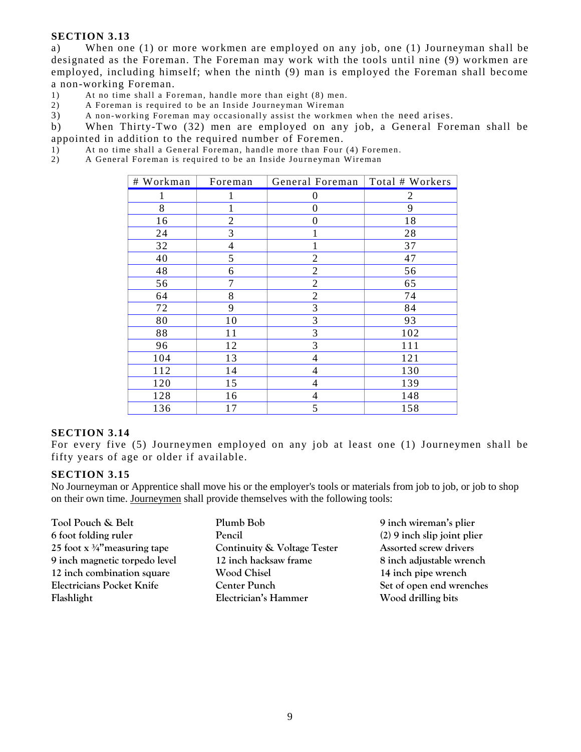**SECTION 3.13**

a) When one (1) or more workmen are employed on any job, one (1) Journeyman shall be designated as the Foreman. The Foreman may work with the tools until nine (9) workmen are employed, including himself; when the ninth (9) man is employed the Foreman shall become a non-working Foreman.

1) At no time shall a Foreman, handle more than eight (8) men.
2) A Foreman is required to be an Inside Journeyman Wireman
3) A non-working Foreman may occasionally assist the workmen when the need arises.

b) When Thirty-Two (32) men are employed on any job, a General Foreman shall be appointed in addition to the required number of Foremen.

1) At no time shall a General Foreman, handle more than Four (4) Foremen.
2) A General Foreman is required to be an Inside Journeyman Wireman

| # Workman | Foreman | General Foreman | Total # Workers |
|---|---|---|---|
| 1 | 1 | 0 | 2 |
| 8 | 1 | 0 | 9 |
| 16 | 2 | 0 | 18 |
| 24 | 3 | 1 | 28 |
| 32 | 4 | 1 | 37 |
| 40 | 5 | 2 | 47 |
| 48 | 6 | 2 | 56 |
| 56 | 7 | 2 | 65 |
| 64 | 8 | 2 | 74 |
| 72 | 9 | 3 | 84 |
| 80 | 10 | 3 | 93 |
| 88 | 11 | 3 | 102 |
| 96 | 12 | 3 | 111 |
| 104 | 13 | 4 | 121 |
| 112 | 14 | 4 | 130 |
| 120 | 15 | 4 | 139 |
| 128 | 16 | 4 | 148 |
| 136 | 17 | 5 | 158 |

**SECTION 3.14**

For every five (5) Journeymen employed on any job at least one (1) Journeymen shall be fifty years of age or older if available.

**SECTION 3.15**

No Journeyman or Apprentice shall move his or the employer's tools or materials from job to job, or job to shop on their own time. Journeymen shall provide themselves with the following tools:

- Tool Pouch & Belt
- 6 foot folding ruler
- 25 foot x ¾" measuring tape
- 9 inch magnetic torpedo level
- 12 inch combination square
- Electricians Pocket Knife
- Flashlight
- Plumb Bob
- Pencil
- Continuity & Voltage Tester
- 12 inch hacksaw frame
- Wood Chisel
- Center Punch
- Electrician's Hammer
- 9 inch wireman's plier
- (2) 9 inch slip joint plier
- Assorted screw drivers
- 8 inch adjustable wrench
- 14 inch pipe wrench
- Set of open end wrenches
- Wood drilling bits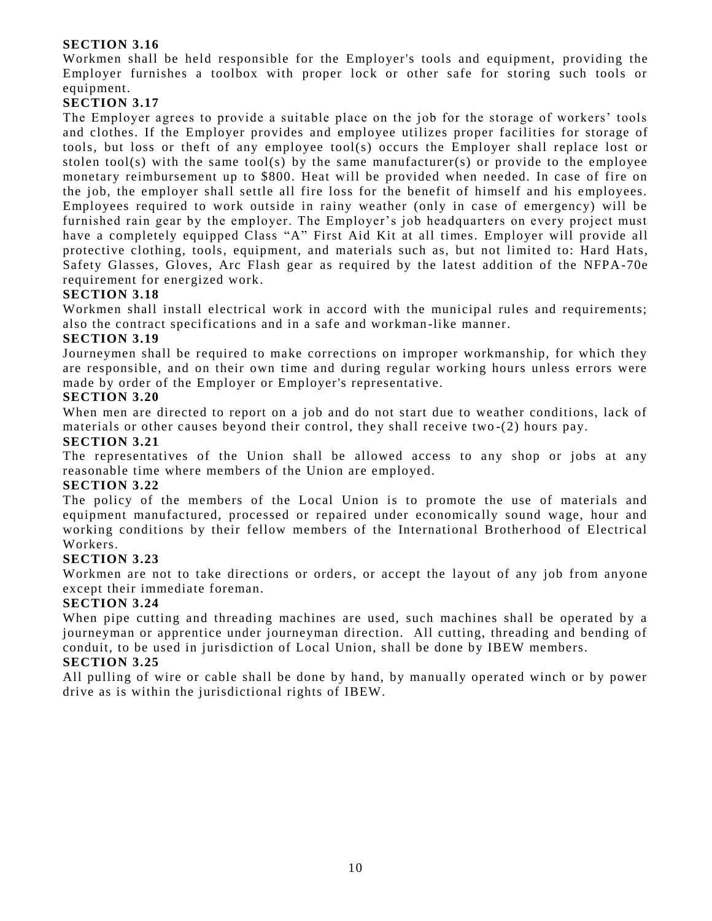**SECTION 3.16**

Workmen shall be held responsible for the Employer's tools and equipment, providing the Employer furnishes a toolbox with proper lock or other safe for storing such tools or equipment.

**SECTION 3.17**

The Employer agrees to provide a suitable place on the job for the storage of workers' tools and clothes. If the Employer provides and employee utilizes proper facilities for storage of tools, but loss or theft of any employee tool(s) occurs the Employer shall replace lost or stolen tool(s) with the same tool(s) by the same manufacturer(s) or provide to the employee monetary reimbursement up to $800. Heat will be provided when needed. In case of fire on the job, the employer shall settle all fire loss for the benefit of himself and his employees. Employees required to work outside in rainy weather (only in case of emergency) will be furnished rain gear by the employer. The Employer's job headquarters on every project must have a completely equipped Class "A" First Aid Kit at all times. Employer will provide all protective clothing, tools, equipment, and materials such as, but not limited to: Hard Hats, Safety Glasses, Gloves, Arc Flash gear as required by the latest addition of the NFPA-70e requirement for energized work.

**SECTION 3.18**

Workmen shall install electrical work in accord with the municipal rules and requirements; also the contract specifications and in a safe and workman-like manner.

**SECTION 3.19**

Journeymen shall be required to make corrections on improper workmanship, for which they are responsible, and on their own time and during regular working hours unless errors were made by order of the Employer or Employer's representative.

**SECTION 3.20**

When men are directed to report on a job and do not start due to weather conditions, lack of materials or other causes beyond their control, they shall receive two-(2) hours pay.

**SECTION 3.21**

The representatives of the Union shall be allowed access to any shop or jobs at any reasonable time where members of the Union are employed.

**SECTION 3.22**

The policy of the members of the Local Union is to promote the use of materials and equipment manufactured, processed or repaired under economically sound wage, hour and working conditions by their fellow members of the International Brotherhood of Electrical Workers.

**SECTION 3.23**

Workmen are not to take directions or orders, or accept the layout of any job from anyone except their immediate foreman.

**SECTION 3.24**

When pipe cutting and threading machines are used, such machines shall be operated by a journeyman or apprentice under journeyman direction. All cutting, threading and bending of conduit, to be used in jurisdiction of Local Union, shall be done by IBEW members.

**SECTION 3.25**

All pulling of wire or cable shall be done by hand, by manually operated winch or by power drive as is within the jurisdictional rights of IBEW.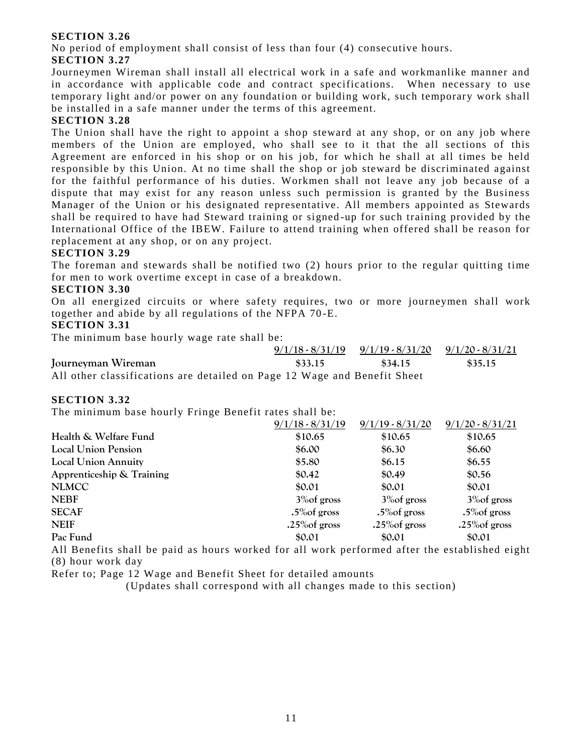**SECTION 3.26**

No period of employment shall consist of less than four (4) consecutive hours.

**SECTION 3.27**

Journeymen Wireman shall install all electrical work in a safe and workmanlike manner and in accordance with applicable code and contract specifications. When necessary to use temporary light and/or power on any foundation or building work, such temporary work shall be installed in a safe manner under the terms of this agreement.

**SECTION 3.28**

The Union shall have the right to appoint a shop steward at any shop, or on any job where members of the Union are employed, who shall see to it that the all sections of this Agreement are enforced in his shop or on his job, for which he shall at all times be held responsible by this Union. At no time shall the shop or job steward be discriminated against for the faithful performance of his duties. Workmen shall not leave any job because of a dispute that may exist for any reason unless such permission is granted by the Business Manager of the Union or his designated representative. All members appointed as Stewards shall be required to have had Steward training or signed-up for such training provided by the International Office of the IBEW. Failure to attend training when offered shall be reason for replacement at any shop, or on any project.

**SECTION 3.29**

The foreman and stewards shall be notified two (2) hours prior to the regular quitting time for men to work overtime except in case of a breakdown.

**SECTION 3.30**

On all energized circuits or where safety requires, two or more journeymen shall work together and abide by all regulations of the NFPA 70-E.

**SECTION 3.31**

The minimum base hourly wage rate shall be:

| | 9/1/18 - 8/31/19 | 9/1/19 - 8/31/20 | 9/1/20 - 8/31/21 |
|---|---|---|---|
| **Journeyman Wireman** | $33.15 | $34.15 | $35.15 |

All other classifications are detailed on Page 12 Wage and Benefit Sheet

**SECTION 3.32**

The minimum base hourly Fringe Benefit rates shall be:

| | 9/1/18 - 8/31/19 | 9/1/19 - 8/31/20 | 9/1/20 - 8/31/21 |
|---|---|---|---|
| **Health & Welfare Fund** | $10.65 | $10.65 | $10.65 |
| **Local Union Pension** | $6.00 | $6.30 | $6.60 |
| **Local Union Annuity** | $5.80 | $6.15 | $6.55 |
| **Apprenticeship & Training** | $0.42 | $0.49 | $0.56 |
| **NLMCC** | $0.01 | $0.01 | $0.01 |
| **NEBF** | 3%of gross | 3%of gross | 3%of gross |
| **SECAF** | .5%of gross | .5%of gross | .5%of gross |
| **NEIF** | .25%of gross | .25%of gross | .25%of gross |
| **Pac Fund** | $0.01 | $0.01 | $0.01 |

All Benefits shall be paid as hours worked for all work performed after the established eight (8) hour work day

Refer to; Page 12 Wage and Benefit Sheet for detailed amounts

(Updates shall correspond with all changes made to this section)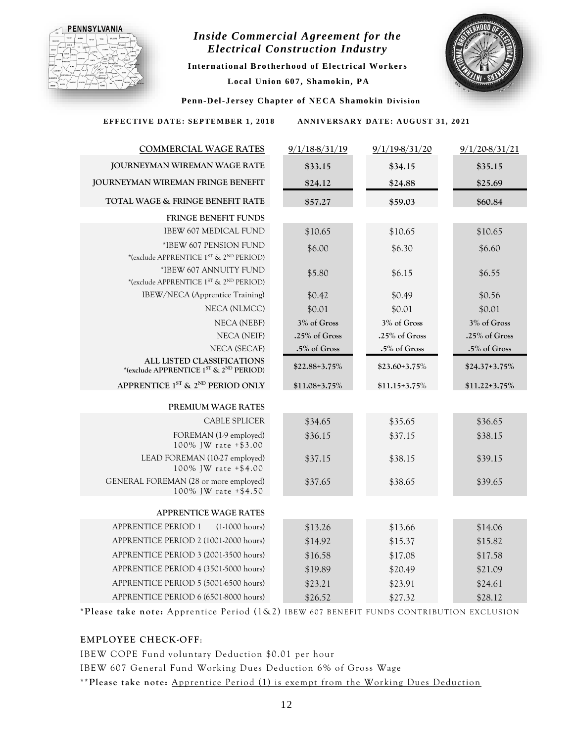# *Inside Commercial Agreement for the Electrical Construction Industry*

**International Brotherhood of Electrical Workers**

**Local Union 607, Shamokin, PA**

**Penn-Del-Jersey Chapter of NECA Shamokin Division**

**EFFECTIVE DATE: SEPTEMBER 1, 2018 ANNIVERSARY DATE: AUGUST 31, 2021**

| COMMERCIAL WAGE RATES | 9/1/18-8/31/19 | 9/1/19-8/31/20 | 9/1/20-8/31/21 |
|---|---|---|---|
| **JOURNEYMAN WIREMAN WAGE RATE** | **$33.15** | **$34.15** | **$35.15** |
| **JOURNEYMAN WIREMAN FRINGE BENEFIT** | **$24.12** | **$24.88** | **$25.69** |
| **TOTAL WAGE & FRINGE BENEFIT RATE** | **$57.27** | **$59.03** | **$60.84** |
| **FRINGE BENEFIT FUNDS** | | | |
| IBEW 607 MEDICAL FUND | $10.65 | $10.65 | $10.65 |
| *IBEW 607 PENSION FUND *(exclude APPRENTICE 1ST & 2ND PERIOD) | $6.00 | $6.30 | $6.60 |
| *IBEW 607 ANNUITY FUND *(exclude APPRENTICE 1ST & 2ND PERIOD) | $5.80 | $6.15 | $6.55 |
| IBEW/NECA (Apprentice Training) | $0.42 | $0.49 | $0.56 |
| NECA (NLMCC) | $0.01 | $0.01 | $0.01 |
| NECA (NEBF) | 3% of Gross | 3% of Gross | 3% of Gross |
| NECA (NEIF) | .25% of Gross | .25% of Gross | .25% of Gross |
| NECA (SECAF) | .5% of Gross | .5% of Gross | .5% of Gross |
| **ALL LISTED CLASSIFICATIONS *(exclude APPRENTICE 1ST & 2ND PERIOD)** | $22.88+3.75% | $23.60+3.75% | $24.37+3.75% |
| **APPRENTICE 1ST & 2ND PERIOD ONLY** | $11.08+3.75% | $11.15+3.75% | $11.22+3.75% |
| **PREMIUM WAGE RATES** | | | |
| CABLE SPLICER | $34.65 | $35.65 | $36.65 |
| FOREMAN (1-9 employed) 100% JW rate +$3.00 | $36.15 | $37.15 | $38.15 |
| LEAD FOREMAN (10-27 employed) 100% JW rate +$4.00 | $37.15 | $38.15 | $39.15 |
| GENERAL FOREMAN (28 or more employed) 100% JW rate +$4.50 | $37.65 | $38.65 | $39.65 |
| **APPRENTICE WAGE RATES** | | | |
| APPRENTICE PERIOD 1 (1-1000 hours) | $13.26 | $13.66 | $14.06 |
| APPRENTICE PERIOD 2 (1001-2000 hours) | $14.92 | $15.37 | $15.82 |
| APPRENTICE PERIOD 3 (2001-3500 hours) | $16.58 | $17.08 | $17.58 |
| APPRENTICE PERIOD 4 (3501-5000 hours) | $19.89 | $20.49 | $21.09 |
| APPRENTICE PERIOD 5 (5001-6500 hours) | $23.21 | $23.91 | $24.61 |
| APPRENTICE PERIOD 6 (6501-8000 hours) | $26.52 | $27.32 | $28.12 |

***Please take note:** Apprentice Period (1&2) IBEW 607 BENEFIT FUNDS CONTRIBUTION EXCLUSION

**EMPLOYEE CHECK-OFF:**

IBEW COPE Fund voluntary Deduction $0.01 per hour

IBEW 607 General Fund Working Dues Deduction 6% of Gross Wage

****Please take note:** Apprentice Period (1) is exempt from the Working Dues Deduction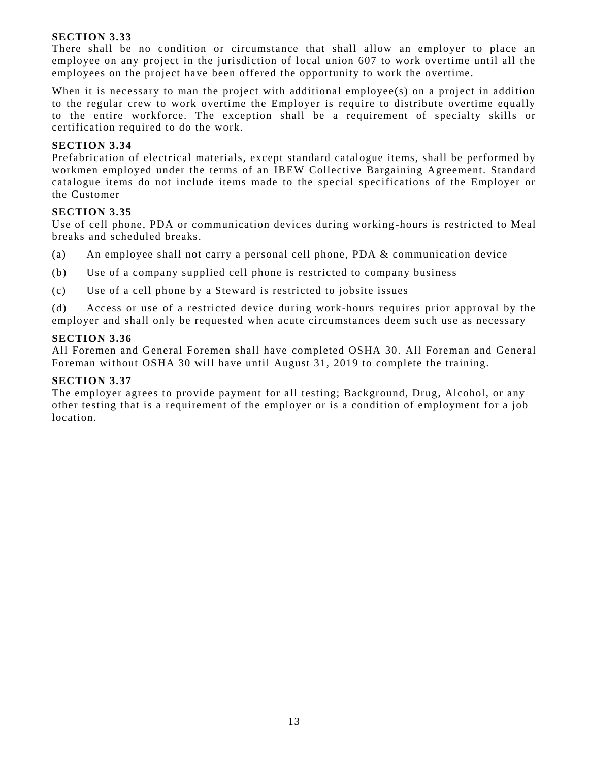**SECTION 3.33**
There shall be no condition or circumstance that shall allow an employer to place an employee on any project in the jurisdiction of local union 607 to work overtime until all the employees on the project have been offered the opportunity to work the overtime.

When it is necessary to man the project with additional employee(s) on a project in addition to the regular crew to work overtime the Employer is require to distribute overtime equally to the entire workforce. The exception shall be a requirement of specialty skills or certification required to do the work.

**SECTION 3.34**
Prefabrication of electrical materials, except standard catalogue items, shall be performed by workmen employed under the terms of an IBEW Collective Bargaining Agreement. Standard catalogue items do not include items made to the special specifications of the Employer or the Customer

**SECTION 3.35**
Use of cell phone, PDA or communication devices during working-hours is restricted to Meal breaks and scheduled breaks.

(a) An employee shall not carry a personal cell phone, PDA & communication device

(b) Use of a company supplied cell phone is restricted to company business

(c) Use of a cell phone by a Steward is restricted to jobsite issues

(d) Access or use of a restricted device during work-hours requires prior approval by the employer and shall only be requested when acute circumstances deem such use as necessary

**SECTION 3.36**
All Foremen and General Foremen shall have completed OSHA 30. All Foreman and General Foreman without OSHA 30 will have until August 31, 2019 to complete the training.

**SECTION 3.37**
The employer agrees to provide payment for all testing; Background, Drug, Alcohol, or any other testing that is a requirement of the employer or is a condition of employment for a job location.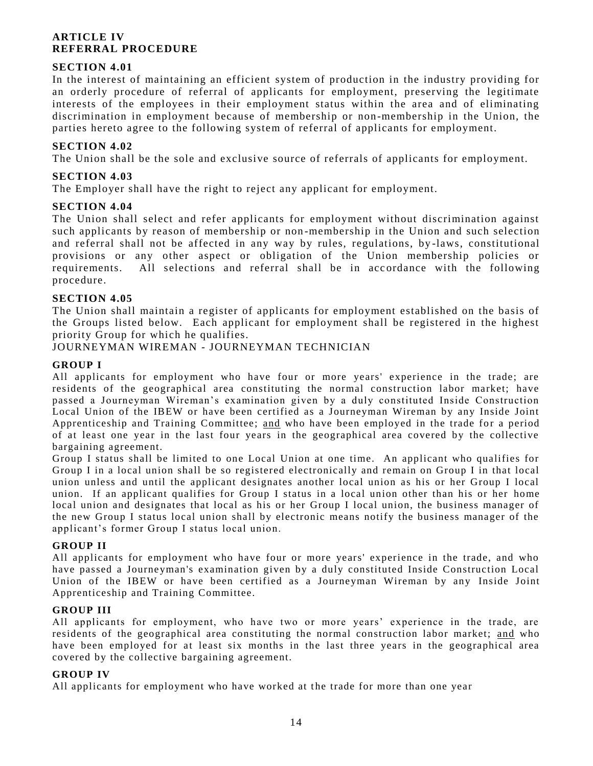**ARTICLE IV**
**REFERRAL PROCEDURE**

**SECTION 4.01**

In the interest of maintaining an efficient system of production in the industry providing for an orderly procedure of referral of applicants for employment, preserving the legitimate interests of the employees in their employment status within the area and of eliminating discrimination in employment because of membership or non-membership in the Union, the parties hereto agree to the following system of referral of applicants for employment.

**SECTION 4.02**

The Union shall be the sole and exclusive source of referrals of applicants for employment.

**SECTION 4.03**

The Employer shall have the right to reject any applicant for employment.

**SECTION 4.04**

The Union shall select and refer applicants for employment without discrimination against such applicants by reason of membership or non-membership in the Union and such selection and referral shall not be affected in any way by rules, regulations, by-laws, constitutional provisions or any other aspect or obligation of the Union membership policies or requirements. All selections and referral shall be in accordance with the following procedure.

**SECTION 4.05**

The Union shall maintain a register of applicants for employment established on the basis of the Groups listed below. Each applicant for employment shall be registered in the highest priority Group for which he qualifies.

JOURNEYMAN WIREMAN - JOURNEYMAN TECHNICIAN

**GROUP I**

All applicants for employment who have four or more years' experience in the trade; are residents of the geographical area constituting the normal construction labor market; have passed a Journeyman Wireman's examination given by a duly constituted Inside Construction Local Union of the IBEW or have been certified as a Journeyman Wireman by any Inside Joint Apprenticeship and Training Committee; and who have been employed in the trade for a period of at least one year in the last four years in the geographical area covered by the collective bargaining agreement.

Group I status shall be limited to one Local Union at one time. An applicant who qualifies for Group I in a local union shall be so registered electronically and remain on Group I in that local union unless and until the applicant designates another local union as his or her Group I local union. If an applicant qualifies for Group I status in a local union other than his or her home local union and designates that local as his or her Group I local union, the business manager of the new Group I status local union shall by electronic means notify the business manager of the applicant's former Group I status local union.

**GROUP II**

All applicants for employment who have four or more years' experience in the trade, and who have passed a Journeyman's examination given by a duly constituted Inside Construction Local Union of the IBEW or have been certified as a Journeyman Wireman by any Inside Joint Apprenticeship and Training Committee.

**GROUP III**

All applicants for employment, who have two or more years' experience in the trade, are residents of the geographical area constituting the normal construction labor market; and who have been employed for at least six months in the last three years in the geographical area covered by the collective bargaining agreement.

**GROUP IV**

All applicants for employment who have worked at the trade for more than one year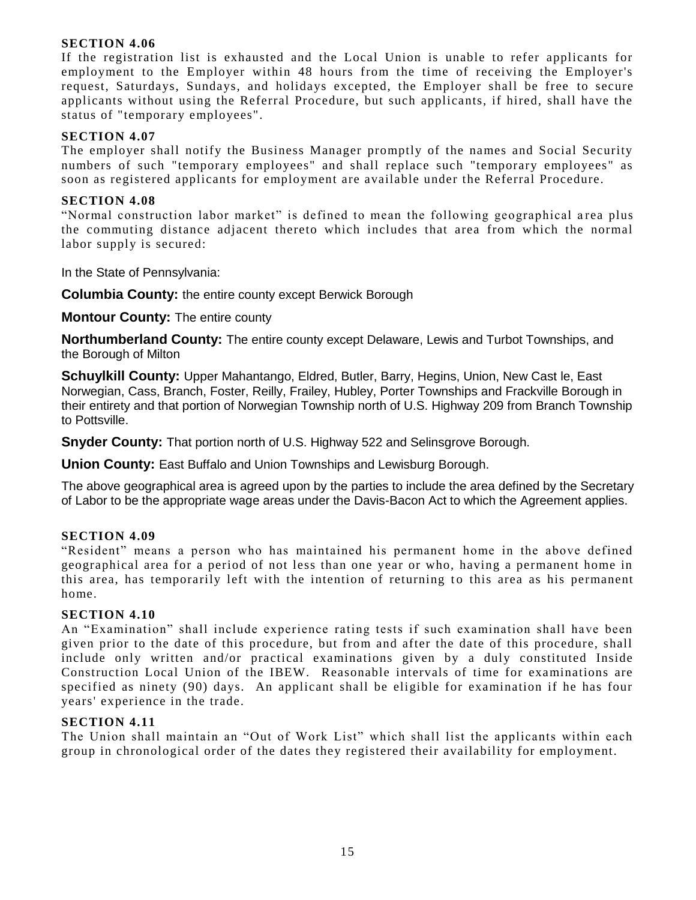**SECTION 4.06**

If the registration list is exhausted and the Local Union is unable to refer applicants for employment to the Employer within 48 hours from the time of receiving the Employer's request, Saturdays, Sundays, and holidays excepted, the Employer shall be free to secure applicants without using the Referral Procedure, but such applicants, if hired, shall have the status of "temporary employees".

**SECTION 4.07**

The employer shall notify the Business Manager promptly of the names and Social Security numbers of such "temporary employees" and shall replace such "temporary employees" as soon as registered applicants for employment are available under the Referral Procedure.

**SECTION 4.08**

"Normal construction labor market" is defined to mean the following geographical area plus the commuting distance adjacent thereto which includes that area from which the normal labor supply is secured:

In the State of Pennsylvania:

**Columbia County:** the entire county except Berwick Borough

**Montour County:** The entire county

**Northumberland County:** The entire county except Delaware, Lewis and Turbot Townships, and the Borough of Milton

**Schuylkill County:** Upper Mahantango, Eldred, Butler, Barry, Hegins, Union, New Cast le, East Norwegian, Cass, Branch, Foster, Reilly, Frailey, Hubley, Porter Townships and Frackville Borough in their entirety and that portion of Norwegian Township north of U.S. Highway 209 from Branch Township to Pottsville.

**Snyder County:** That portion north of U.S. Highway 522 and Selinsgrove Borough.

**Union County:** East Buffalo and Union Townships and Lewisburg Borough.

The above geographical area is agreed upon by the parties to include the area defined by the Secretary of Labor to be the appropriate wage areas under the Davis-Bacon Act to which the Agreement applies.

**SECTION 4.09**

"Resident" means a person who has maintained his permanent home in the above defined geographical area for a period of not less than one year or who, having a permanent home in this area, has temporarily left with the intention of returning to this area as his permanent home.

**SECTION 4.10**

An "Examination" shall include experience rating tests if such examination shall have been given prior to the date of this procedure, but from and after the date of this procedure, shall include only written and/or practical examinations given by a duly constituted Inside Construction Local Union of the IBEW. Reasonable intervals of time for examinations are specified as ninety (90) days. An applicant shall be eligible for examination if he has four years' experience in the trade.

**SECTION 4.11**

The Union shall maintain an "Out of Work List" which shall list the applicants within each group in chronological order of the dates they registered their availability for employment.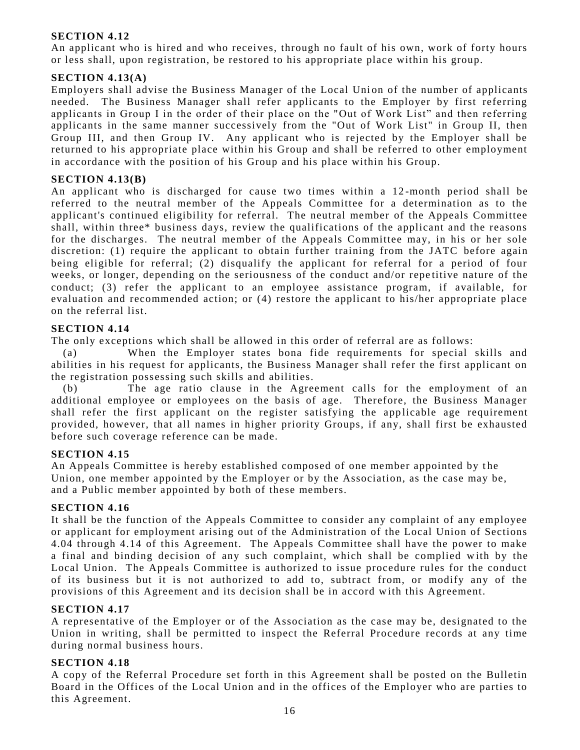**SECTION 4.12**

An applicant who is hired and who receives, through no fault of his own, work of forty hours or less shall, upon registration, be restored to his appropriate place within his group.

**SECTION 4.13(A)**

Employers shall advise the Business Manager of the Local Union of the number of applicants needed. The Business Manager shall refer applicants to the Employer by first referring applicants in Group I in the order of their place on the "Out of Work List" and then referring applicants in the same manner successively from the "Out of Work List" in Group II, then Group III, and then Group IV. Any applicant who is rejected by the Employer shall be returned to his appropriate place within his Group and shall be referred to other employment in accordance with the position of his Group and his place within his Group.

**SECTION 4.13(B)**

An applicant who is discharged for cause two times within a 12-month period shall be referred to the neutral member of the Appeals Committee for a determination as to the applicant's continued eligibility for referral. The neutral member of the Appeals Committee shall, within three* business days, review the qualifications of the applicant and the reasons for the discharges. The neutral member of the Appeals Committee may, in his or her sole discretion: (1) require the applicant to obtain further training from the JATC before again being eligible for referral; (2) disqualify the applicant for referral for a period of four weeks, or longer, depending on the seriousness of the conduct and/or repetitive nature of the conduct; (3) refer the applicant to an employee assistance program, if available, for evaluation and recommended action; or (4) restore the applicant to his/her appropriate place on the referral list.

**SECTION 4.14**

The only exceptions which shall be allowed in this order of referral are as follows:

(a) When the Employer states bona fide requirements for special skills and abilities in his request for applicants, the Business Manager shall refer the first applicant on the registration possessing such skills and abilities.

(b) The age ratio clause in the Agreement calls for the employment of an additional employee or employees on the basis of age. Therefore, the Business Manager shall refer the first applicant on the register satisfying the applicable age requirement provided, however, that all names in higher priority Groups, if any, shall first be exhausted before such coverage reference can be made.

**SECTION 4.15**

An Appeals Committee is hereby established composed of one member appointed by the Union, one member appointed by the Employer or by the Association, as the case may be, and a Public member appointed by both of these members.

**SECTION 4.16**

It shall be the function of the Appeals Committee to consider any complaint of any employee or applicant for employment arising out of the Administration of the Local Union of Sections 4.04 through 4.14 of this Agreement. The Appeals Committee shall have the power to make a final and binding decision of any such complaint, which shall be complied with by the Local Union. The Appeals Committee is authorized to issue procedure rules for the conduct of its business but it is not authorized to add to, subtract from, or modify any of the provisions of this Agreement and its decision shall be in accord with this Agreement.

**SECTION 4.17**

A representative of the Employer or of the Association as the case may be, designated to the Union in writing, shall be permitted to inspect the Referral Procedure records at any time during normal business hours.

**SECTION 4.18**

A copy of the Referral Procedure set forth in this Agreement shall be posted on the Bulletin Board in the Offices of the Local Union and in the offices of the Employer who are parties to this Agreement.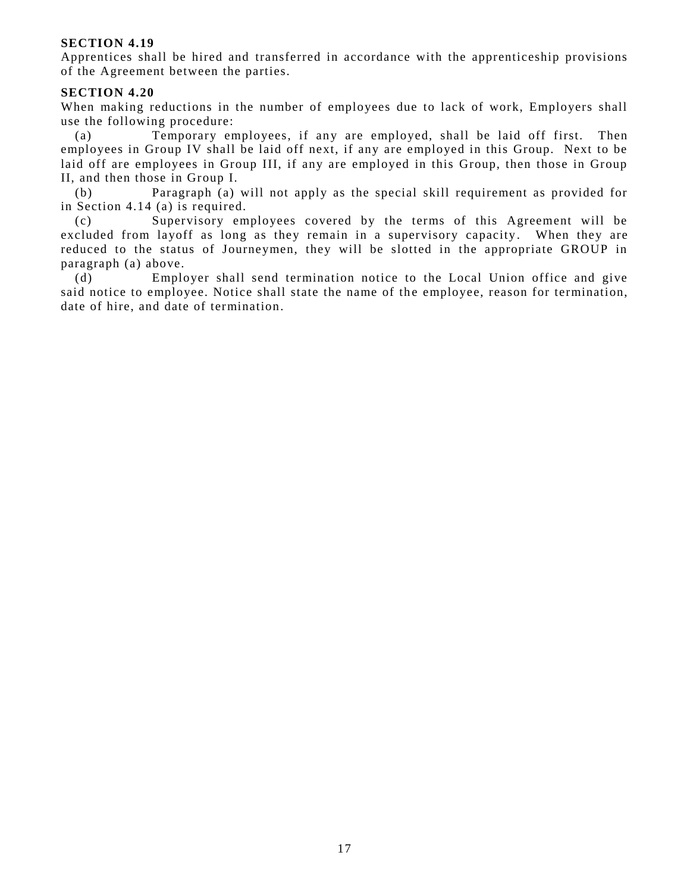**SECTION 4.19**

Apprentices shall be hired and transferred in accordance with the apprenticeship provisions of the Agreement between the parties.

**SECTION 4.20**

When making reductions in the number of employees due to lack of work, Employers shall use the following procedure:

(a) Temporary employees, if any are employed, shall be laid off first. Then employees in Group IV shall be laid off next, if any are employed in this Group. Next to be laid off are employees in Group III, if any are employed in this Group, then those in Group II, and then those in Group I.

(b) Paragraph (a) will not apply as the special skill requirement as provided for in Section 4.14 (a) is required.

(c) Supervisory employees covered by the terms of this Agreement will be excluded from layoff as long as they remain in a supervisory capacity. When they are reduced to the status of Journeymen, they will be slotted in the appropriate GROUP in paragraph (a) above.

(d) Employer shall send termination notice to the Local Union office and give said notice to employee. Notice shall state the name of the employee, reason for termination, date of hire, and date of termination.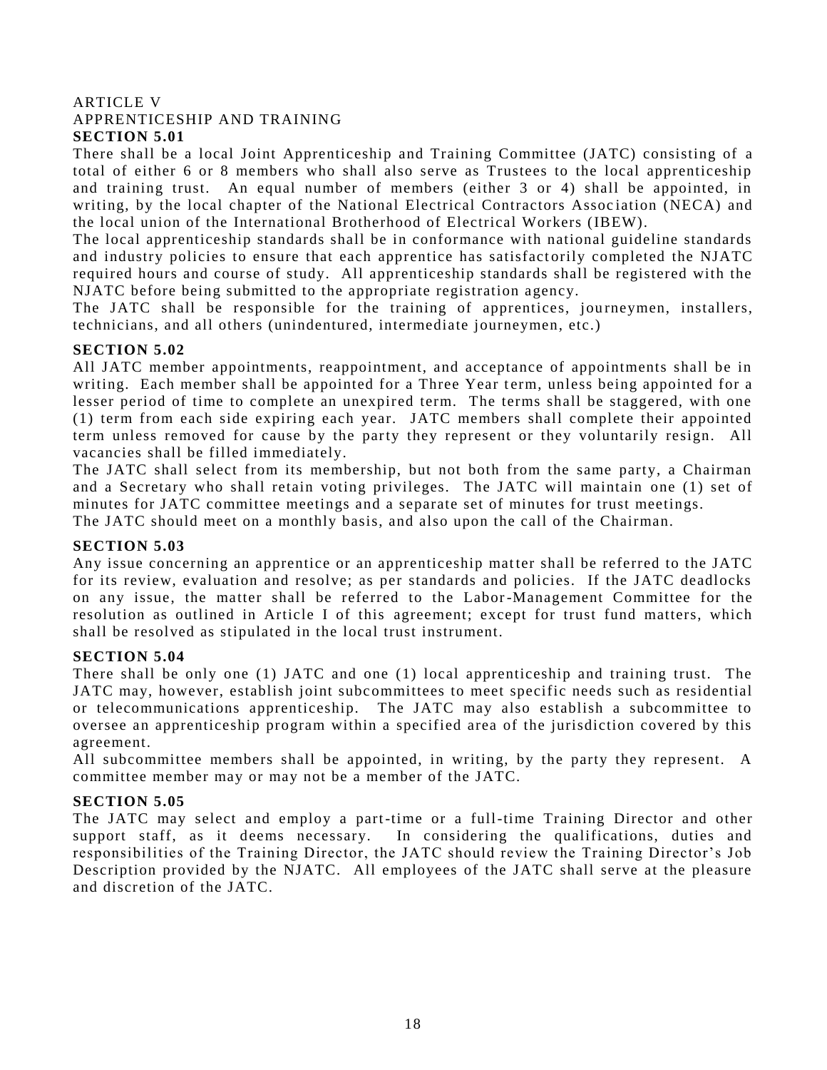ARTICLE V
APPRENTICESHIP AND TRAINING

**SECTION 5.01**

There shall be a local Joint Apprenticeship and Training Committee (JATC) consisting of a total of either 6 or 8 members who shall also serve as Trustees to the local apprenticeship and training trust. An equal number of members (either 3 or 4) shall be appointed, in writing, by the local chapter of the National Electrical Contractors Association (NECA) and the local union of the International Brotherhood of Electrical Workers (IBEW).

The local apprenticeship standards shall be in conformance with national guideline standards and industry policies to ensure that each apprentice has satisfactorily completed the NJATC required hours and course of study. All apprenticeship standards shall be registered with the NJATC before being submitted to the appropriate registration agency.

The JATC shall be responsible for the training of apprentices, journeymen, installers, technicians, and all others (unindentured, intermediate journeymen, etc.)

**SECTION 5.02**

All JATC member appointments, reappointment, and acceptance of appointments shall be in writing. Each member shall be appointed for a Three Year term, unless being appointed for a lesser period of time to complete an unexpired term. The terms shall be staggered, with one (1) term from each side expiring each year. JATC members shall complete their appointed term unless removed for cause by the party they represent or they voluntarily resign. All vacancies shall be filled immediately.

The JATC shall select from its membership, but not both from the same party, a Chairman and a Secretary who shall retain voting privileges. The JATC will maintain one (1) set of minutes for JATC committee meetings and a separate set of minutes for trust meetings.

The JATC should meet on a monthly basis, and also upon the call of the Chairman.

**SECTION 5.03**

Any issue concerning an apprentice or an apprenticeship matter shall be referred to the JATC for its review, evaluation and resolve; as per standards and policies. If the JATC deadlocks on any issue, the matter shall be referred to the Labor-Management Committee for the resolution as outlined in Article I of this agreement; except for trust fund matters, which shall be resolved as stipulated in the local trust instrument.

**SECTION 5.04**

There shall be only one (1) JATC and one (1) local apprenticeship and training trust. The JATC may, however, establish joint subcommittees to meet specific needs such as residential or telecommunications apprenticeship. The JATC may also establish a subcommittee to oversee an apprenticeship program within a specified area of the jurisdiction covered by this agreement.

All subcommittee members shall be appointed, in writing, by the party they represent. A committee member may or may not be a member of the JATC.

**SECTION 5.05**

The JATC may select and employ a part-time or a full-time Training Director and other support staff, as it deems necessary. In considering the qualifications, duties and responsibilities of the Training Director, the JATC should review the Training Director's Job Description provided by the NJATC. All employees of the JATC shall serve at the pleasure and discretion of the JATC.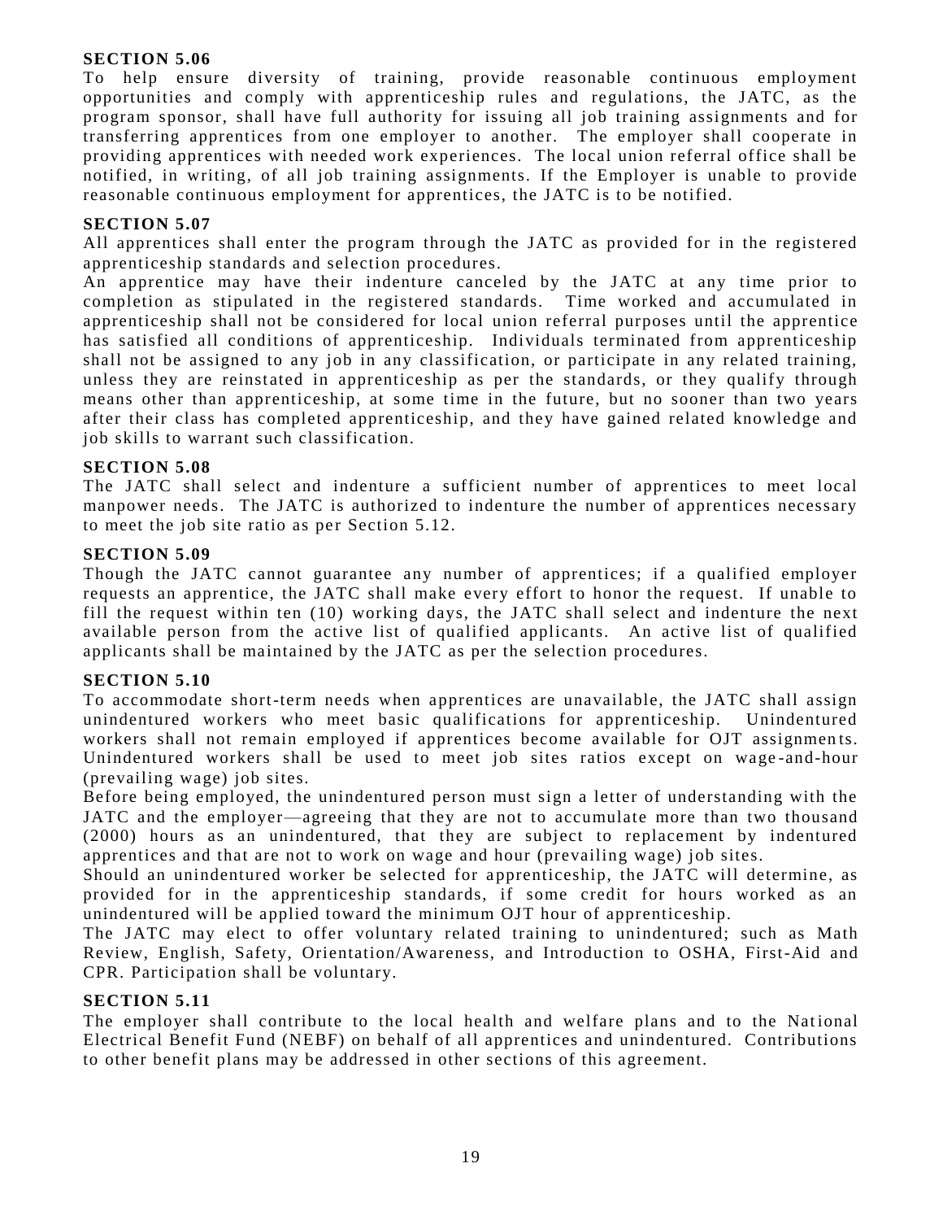**SECTION 5.06**

To help ensure diversity of training, provide reasonable continuous employment opportunities and comply with apprenticeship rules and regulations, the JATC, as the program sponsor, shall have full authority for issuing all job training assignments and for transferring apprentices from one employer to another. The employer shall cooperate in providing apprentices with needed work experiences. The local union referral office shall be notified, in writing, of all job training assignments. If the Employer is unable to provide reasonable continuous employment for apprentices, the JATC is to be notified.

**SECTION 5.07**

All apprentices shall enter the program through the JATC as provided for in the registered apprenticeship standards and selection procedures.

An apprentice may have their indenture canceled by the JATC at any time prior to completion as stipulated in the registered standards. Time worked and accumulated in apprenticeship shall not be considered for local union referral purposes until the apprentice has satisfied all conditions of apprenticeship. Individuals terminated from apprenticeship shall not be assigned to any job in any classification, or participate in any related training, unless they are reinstated in apprenticeship as per the standards, or they qualify through means other than apprenticeship, at some time in the future, but no sooner than two years after their class has completed apprenticeship, and they have gained related knowledge and job skills to warrant such classification.

**SECTION 5.08**

The JATC shall select and indenture a sufficient number of apprentices to meet local manpower needs. The JATC is authorized to indenture the number of apprentices necessary to meet the job site ratio as per Section 5.12.

**SECTION 5.09**

Though the JATC cannot guarantee any number of apprentices; if a qualified employer requests an apprentice, the JATC shall make every effort to honor the request. If unable to fill the request within ten (10) working days, the JATC shall select and indenture the next available person from the active list of qualified applicants. An active list of qualified applicants shall be maintained by the JATC as per the selection procedures.

**SECTION 5.10**

To accommodate short-term needs when apprentices are unavailable, the JATC shall assign unindentured workers who meet basic qualifications for apprenticeship. Unindentured workers shall not remain employed if apprentices become available for OJT assignments. Unindentured workers shall be used to meet job sites ratios except on wage-and-hour (prevailing wage) job sites.

Before being employed, the unindentured person must sign a letter of understanding with the JATC and the employer—agreeing that they are not to accumulate more than two thousand (2000) hours as an unindentured, that they are subject to replacement by indentured apprentices and that are not to work on wage and hour (prevailing wage) job sites.

Should an unindentured worker be selected for apprenticeship, the JATC will determine, as provided for in the apprenticeship standards, if some credit for hours worked as an unindentured will be applied toward the minimum OJT hour of apprenticeship.

The JATC may elect to offer voluntary related training to unindentured; such as Math Review, English, Safety, Orientation/Awareness, and Introduction to OSHA, First-Aid and CPR. Participation shall be voluntary.

**SECTION 5.11**

The employer shall contribute to the local health and welfare plans and to the National Electrical Benefit Fund (NEBF) on behalf of all apprentices and unindentured. Contributions to other benefit plans may be addressed in other sections of this agreement.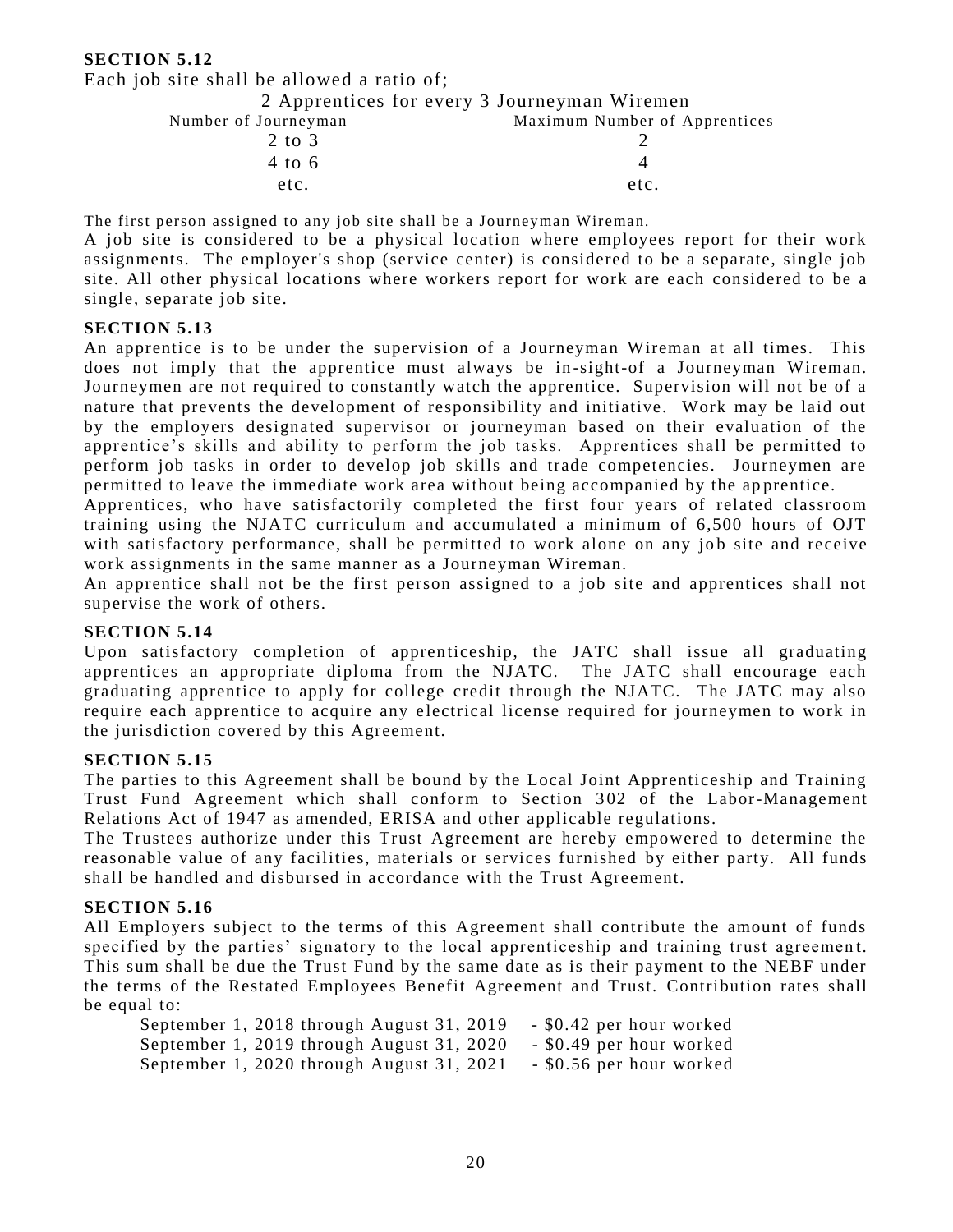**SECTION 5.12**

Each job site shall be allowed a ratio of;

2 Apprentices for every 3 Journeyman Wiremen

| Number of Journeyman | Maximum Number of Apprentices |
|---|---|
| 2 to 3 | 2 |
| 4 to 6 | 4 |
| etc. | etc. |

The first person assigned to any job site shall be a Journeyman Wireman.

A job site is considered to be a physical location where employees report for their work assignments. The employer's shop (service center) is considered to be a separate, single job site. All other physical locations where workers report for work are each considered to be a single, separate job site.

**SECTION 5.13**

An apprentice is to be under the supervision of a Journeyman Wireman at all times. This does not imply that the apprentice must always be in-sight-of a Journeyman Wireman. Journeymen are not required to constantly watch the apprentice. Supervision will not be of a nature that prevents the development of responsibility and initiative. Work may be laid out by the employers designated supervisor or journeyman based on their evaluation of the apprentice's skills and ability to perform the job tasks. Apprentices shall be permitted to perform job tasks in order to develop job skills and trade competencies. Journeymen are permitted to leave the immediate work area without being accompanied by the apprentice.

Apprentices, who have satisfactorily completed the first four years of related classroom training using the NJATC curriculum and accumulated a minimum of 6,500 hours of OJT with satisfactory performance, shall be permitted to work alone on any job site and receive work assignments in the same manner as a Journeyman Wireman.

An apprentice shall not be the first person assigned to a job site and apprentices shall not supervise the work of others.

**SECTION 5.14**

Upon satisfactory completion of apprenticeship, the JATC shall issue all graduating apprentices an appropriate diploma from the NJATC. The JATC shall encourage each graduating apprentice to apply for college credit through the NJATC. The JATC may also require each apprentice to acquire any electrical license required for journeymen to work in the jurisdiction covered by this Agreement.

**SECTION 5.15**

The parties to this Agreement shall be bound by the Local Joint Apprenticeship and Training Trust Fund Agreement which shall conform to Section 302 of the Labor-Management Relations Act of 1947 as amended, ERISA and other applicable regulations.

The Trustees authorize under this Trust Agreement are hereby empowered to determine the reasonable value of any facilities, materials or services furnished by either party. All funds shall be handled and disbursed in accordance with the Trust Agreement.

**SECTION 5.16**

All Employers subject to the terms of this Agreement shall contribute the amount of funds specified by the parties' signatory to the local apprenticeship and training trust agreement. This sum shall be due the Trust Fund by the same date as is their payment to the NEBF under the terms of the Restated Employees Benefit Agreement and Trust. Contribution rates shall be equal to:

September 1, 2018 through August 31, 2019 - $0.42 per hour worked
September 1, 2019 through August 31, 2020 - $0.49 per hour worked
September 1, 2020 through August 31, 2021 - $0.56 per hour worked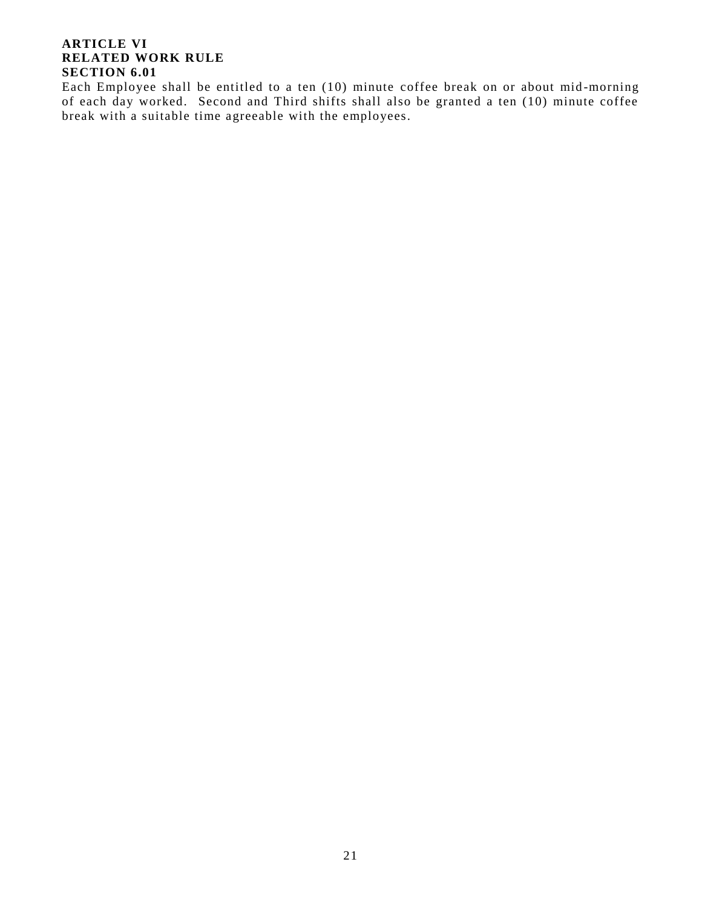**ARTICLE VI**
**RELATED WORK RULE**
**SECTION 6.01**

Each Employee shall be entitled to a ten (10) minute coffee break on or about mid-morning of each day worked. Second and Third shifts shall also be granted a ten (10) minute coffee break with a suitable time agreeable with the employees.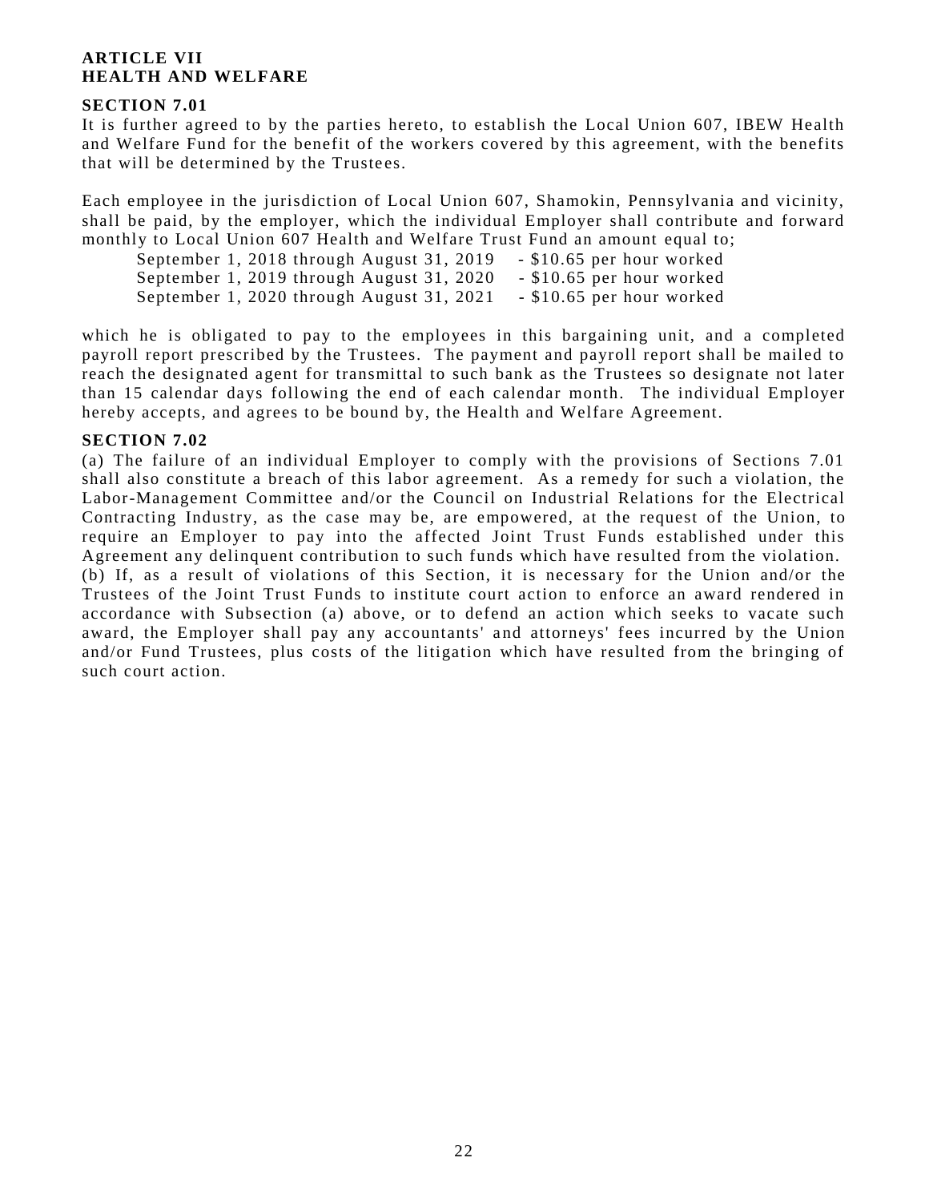## ARTICLE VII
## HEALTH AND WELFARE

### SECTION 7.01

It is further agreed to by the parties hereto, to establish the Local Union 607, IBEW Health and Welfare Fund for the benefit of the workers covered by this agreement, with the benefits that will be determined by the Trustees.

Each employee in the jurisdiction of Local Union 607, Shamokin, Pennsylvania and vicinity, shall be paid, by the employer, which the individual Employer shall contribute and forward monthly to Local Union 607 Health and Welfare Trust Fund an amount equal to;

September 1, 2018 through August 31, 2019 - $10.65 per hour worked
September 1, 2019 through August 31, 2020 - $10.65 per hour worked
September 1, 2020 through August 31, 2021 - $10.65 per hour worked

which he is obligated to pay to the employees in this bargaining unit, and a completed payroll report prescribed by the Trustees. The payment and payroll report shall be mailed to reach the designated agent for transmittal to such bank as the Trustees so designate not later than 15 calendar days following the end of each calendar month. The individual Employer hereby accepts, and agrees to be bound by, the Health and Welfare Agreement.

### SECTION 7.02

(a) The failure of an individual Employer to comply with the provisions of Sections 7.01 shall also constitute a breach of this labor agreement. As a remedy for such a violation, the Labor-Management Committee and/or the Council on Industrial Relations for the Electrical Contracting Industry, as the case may be, are empowered, at the request of the Union, to require an Employer to pay into the affected Joint Trust Funds established under this Agreement any delinquent contribution to such funds which have resulted from the violation.

(b) If, as a result of violations of this Section, it is necessary for the Union and/or the Trustees of the Joint Trust Funds to institute court action to enforce an award rendered in accordance with Subsection (a) above, or to defend an action which seeks to vacate such award, the Employer shall pay any accountants' and attorneys' fees incurred by the Union and/or Fund Trustees, plus costs of the litigation which have resulted from the bringing of such court action.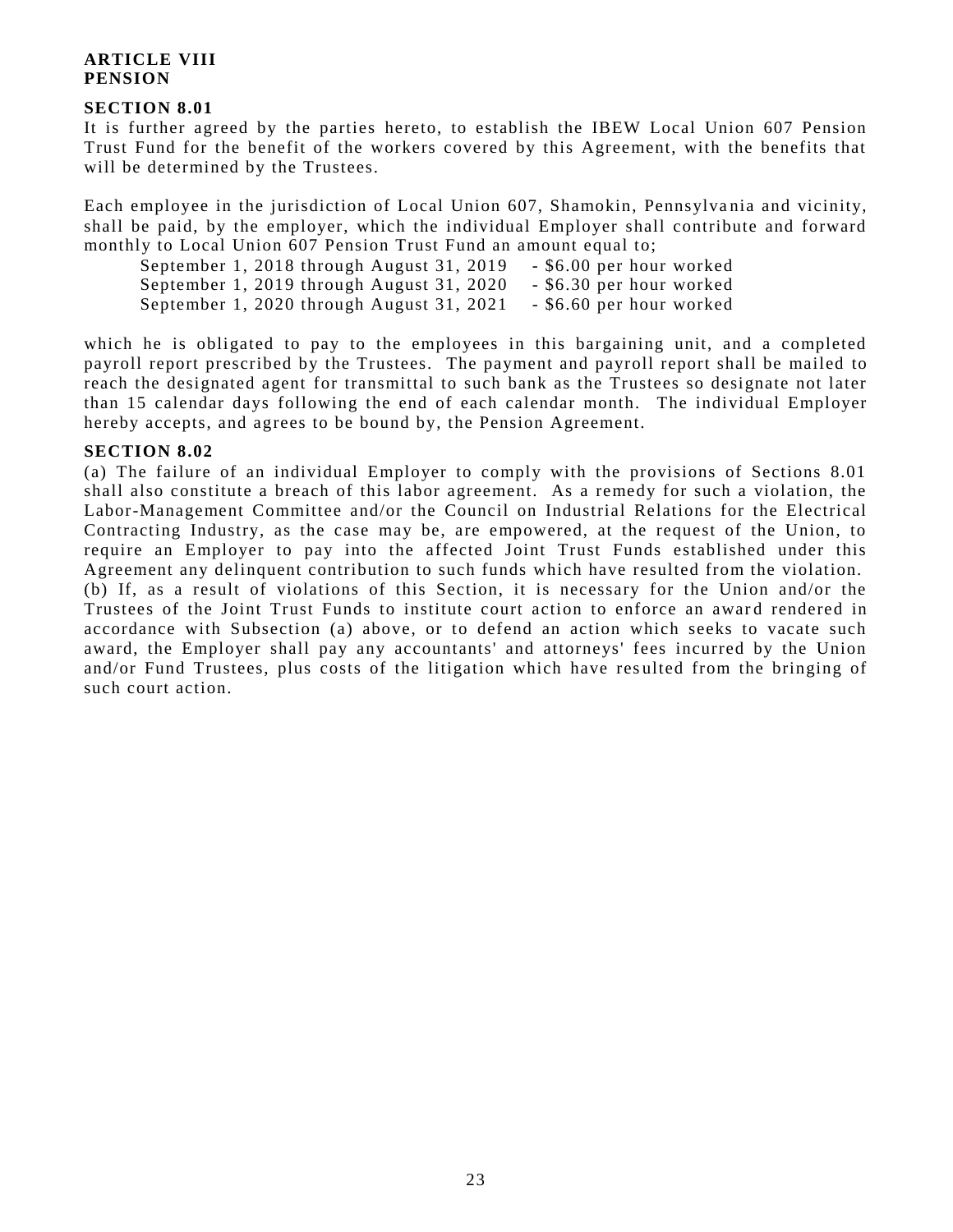## ARTICLE VIII
## PENSION

**SECTION 8.01**

It is further agreed by the parties hereto, to establish the IBEW Local Union 607 Pension Trust Fund for the benefit of the workers covered by this Agreement, with the benefits that will be determined by the Trustees.

Each employee in the jurisdiction of Local Union 607, Shamokin, Pennsylvania and vicinity, shall be paid, by the employer, which the individual Employer shall contribute and forward monthly to Local Union 607 Pension Trust Fund an amount equal to;

September 1, 2018 through August 31, 2019 - $6.00 per hour worked
September 1, 2019 through August 31, 2020 - $6.30 per hour worked
September 1, 2020 through August 31, 2021 - $6.60 per hour worked

which he is obligated to pay to the employees in this bargaining unit, and a completed payroll report prescribed by the Trustees. The payment and payroll report shall be mailed to reach the designated agent for transmittal to such bank as the Trustees so designate not later than 15 calendar days following the end of each calendar month. The individual Employer hereby accepts, and agrees to be bound by, the Pension Agreement.

**SECTION 8.02**

(a) The failure of an individual Employer to comply with the provisions of Sections 8.01 shall also constitute a breach of this labor agreement. As a remedy for such a violation, the Labor-Management Committee and/or the Council on Industrial Relations for the Electrical Contracting Industry, as the case may be, are empowered, at the request of the Union, to require an Employer to pay into the affected Joint Trust Funds established under this Agreement any delinquent contribution to such funds which have resulted from the violation.
(b) If, as a result of violations of this Section, it is necessary for the Union and/or the Trustees of the Joint Trust Funds to institute court action to enforce an award rendered in accordance with Subsection (a) above, or to defend an action which seeks to vacate such award, the Employer shall pay any accountants' and attorneys' fees incurred by the Union and/or Fund Trustees, plus costs of the litigation which have resulted from the bringing of such court action.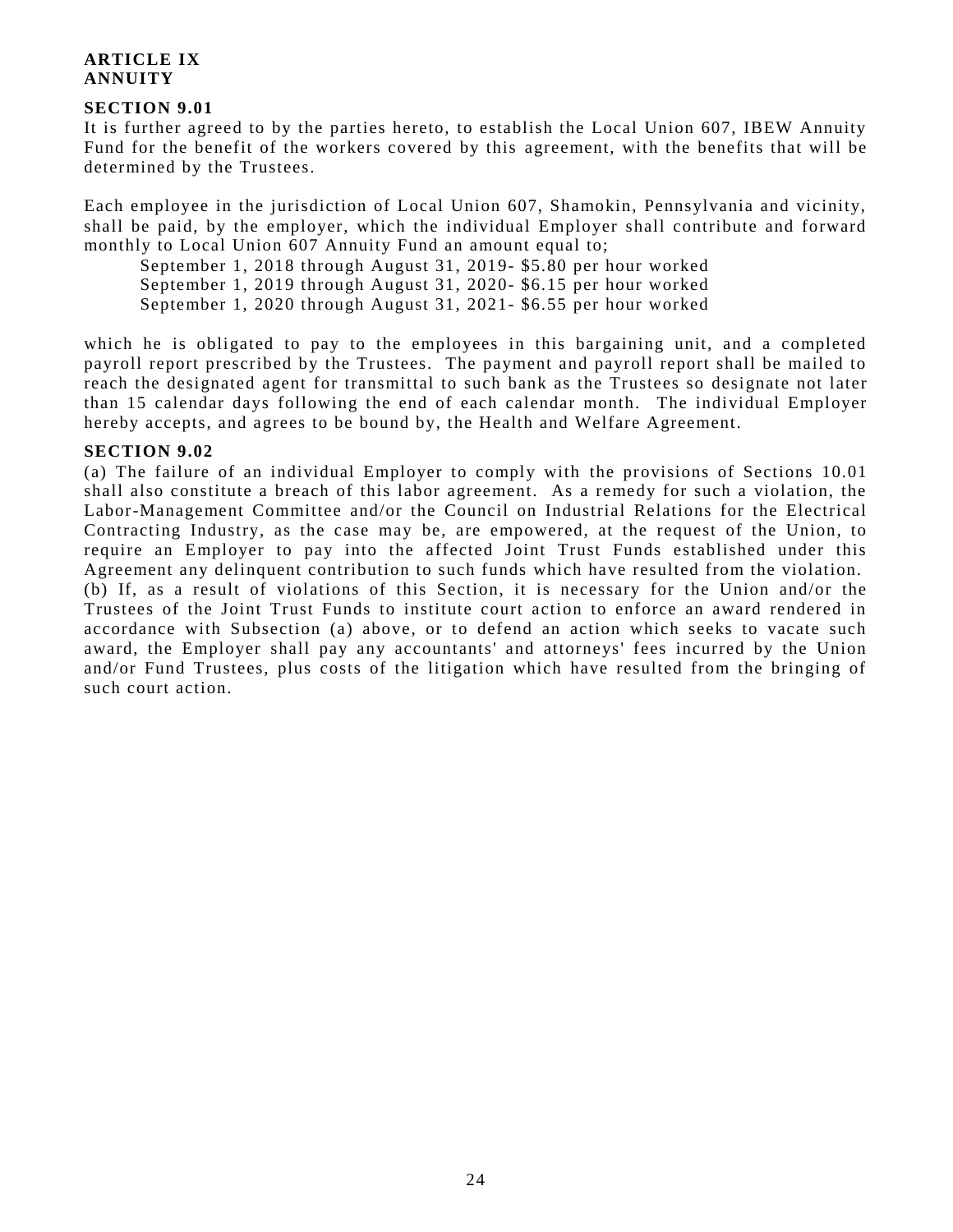**ARTICLE IX**
**ANNUITY**

**SECTION 9.01**

It is further agreed to by the parties hereto, to establish the Local Union 607, IBEW Annuity Fund for the benefit of the workers covered by this agreement, with the benefits that will be determined by the Trustees.

Each employee in the jurisdiction of Local Union 607, Shamokin, Pennsylvania and vicinity, shall be paid, by the employer, which the individual Employer shall contribute and forward monthly to Local Union 607 Annuity Fund an amount equal to;

September 1, 2018 through August 31, 2019- $5.80 per hour worked
September 1, 2019 through August 31, 2020- $6.15 per hour worked
September 1, 2020 through August 31, 2021- $6.55 per hour worked

which he is obligated to pay to the employees in this bargaining unit, and a completed payroll report prescribed by the Trustees. The payment and payroll report shall be mailed to reach the designated agent for transmittal to such bank as the Trustees so designate not later than 15 calendar days following the end of each calendar month. The individual Employer hereby accepts, and agrees to be bound by, the Health and Welfare Agreement.

**SECTION 9.02**

(a) The failure of an individual Employer to comply with the provisions of Sections 10.01 shall also constitute a breach of this labor agreement. As a remedy for such a violation, the Labor-Management Committee and/or the Council on Industrial Relations for the Electrical Contracting Industry, as the case may be, are empowered, at the request of the Union, to require an Employer to pay into the affected Joint Trust Funds established under this Agreement any delinquent contribution to such funds which have resulted from the violation.
(b) If, as a result of violations of this Section, it is necessary for the Union and/or the Trustees of the Joint Trust Funds to institute court action to enforce an award rendered in accordance with Subsection (a) above, or to defend an action which seeks to vacate such award, the Employer shall pay any accountants' and attorneys' fees incurred by the Union and/or Fund Trustees, plus costs of the litigation which have resulted from the bringing of such court action.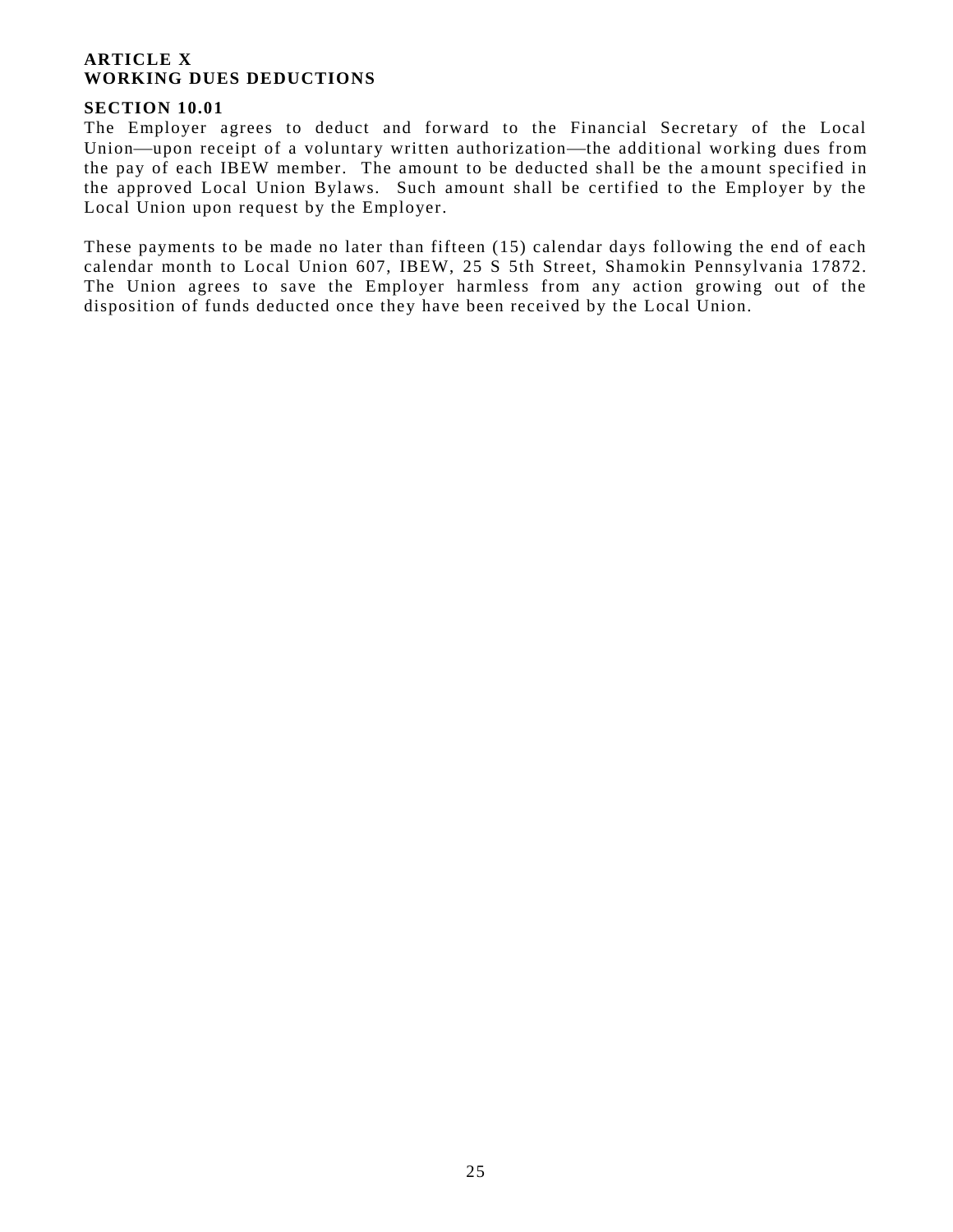## ARTICLE X
## WORKING DUES DEDUCTIONS

### SECTION 10.01

The Employer agrees to deduct and forward to the Financial Secretary of the Local Union—upon receipt of a voluntary written authorization—the additional working dues from the pay of each IBEW member. The amount to be deducted shall be the amount specified in the approved Local Union Bylaws. Such amount shall be certified to the Employer by the Local Union upon request by the Employer.

These payments to be made no later than fifteen (15) calendar days following the end of each calendar month to Local Union 607, IBEW, 25 S 5th Street, Shamokin Pennsylvania 17872. The Union agrees to save the Employer harmless from any action growing out of the disposition of funds deducted once they have been received by the Local Union.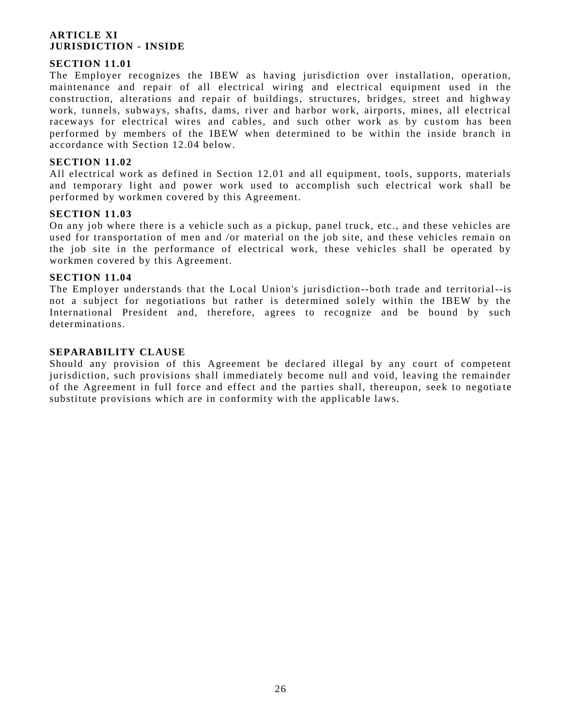## ARTICLE XI
## JURISDICTION - INSIDE

**SECTION 11.01**

The Employer recognizes the IBEW as having jurisdiction over installation, operation, maintenance and repair of all electrical wiring and electrical equipment used in the construction, alterations and repair of buildings, structures, bridges, street and highway work, tunnels, subways, shafts, dams, river and harbor work, airports, mines, all electrical raceways for electrical wires and cables, and such other work as by custom has been performed by members of the IBEW when determined to be within the inside branch in accordance with Section 12.04 below.

**SECTION 11.02**

All electrical work as defined in Section 12.01 and all equipment, tools, supports, materials and temporary light and power work used to accomplish such electrical work shall be performed by workmen covered by this Agreement.

**SECTION 11.03**

On any job where there is a vehicle such as a pickup, panel truck, etc., and these vehicles are used for transportation of men and /or material on the job site, and these vehicles remain on the job site in the performance of electrical work, these vehicles shall be operated by workmen covered by this Agreement.

**SECTION 11.04**

The Employer understands that the Local Union's jurisdiction--both trade and territorial--is not a subject for negotiations but rather is determined solely within the IBEW by the International President and, therefore, agrees to recognize and be bound by such determinations.

**SEPARABILITY CLAUSE**

Should any provision of this Agreement be declared illegal by any court of competent jurisdiction, such provisions shall immediately become null and void, leaving the remainder of the Agreement in full force and effect and the parties shall, thereupon, seek to negotiate substitute provisions which are in conformity with the applicable laws.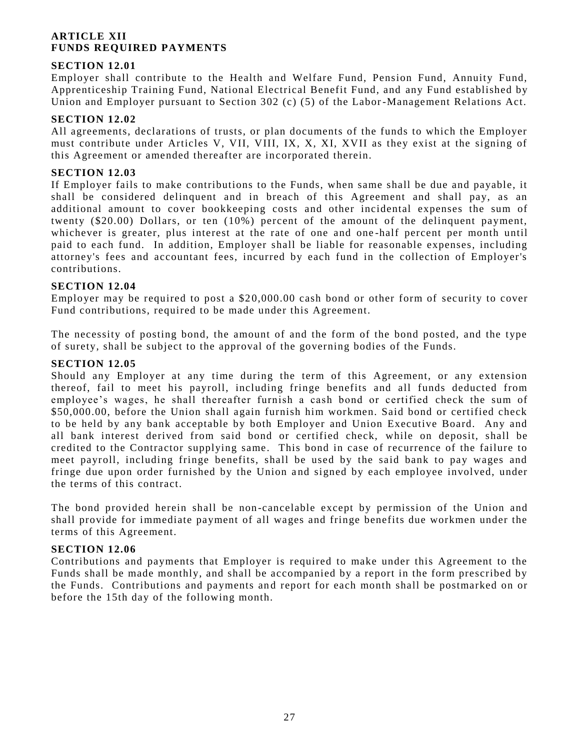## ARTICLE XII
## FUNDS REQUIRED PAYMENTS

### SECTION 12.01

Employer shall contribute to the Health and Welfare Fund, Pension Fund, Annuity Fund, Apprenticeship Training Fund, National Electrical Benefit Fund, and any Fund established by Union and Employer pursuant to Section 302 (c) (5) of the Labor-Management Relations Act.

### SECTION 12.02

All agreements, declarations of trusts, or plan documents of the funds to which the Employer must contribute under Articles V, VII, VIII, IX, X, XI, XVII as they exist at the signing of this Agreement or amended thereafter are incorporated therein.

### SECTION 12.03

If Employer fails to make contributions to the Funds, when same shall be due and payable, it shall be considered delinquent and in breach of this Agreement and shall pay, as an additional amount to cover bookkeeping costs and other incidental expenses the sum of twenty ($20.00) Dollars, or ten (10%) percent of the amount of the delinquent payment, whichever is greater, plus interest at the rate of one and one-half percent per month until paid to each fund. In addition, Employer shall be liable for reasonable expenses, including attorney's fees and accountant fees, incurred by each fund in the collection of Employer's contributions.

### SECTION 12.04

Employer may be required to post a $20,000.00 cash bond or other form of security to cover Fund contributions, required to be made under this Agreement.

The necessity of posting bond, the amount of and the form of the bond posted, and the type of surety, shall be subject to the approval of the governing bodies of the Funds.

### SECTION 12.05

Should any Employer at any time during the term of this Agreement, or any extension thereof, fail to meet his payroll, including fringe benefits and all funds deducted from employee's wages, he shall thereafter furnish a cash bond or certified check the sum of $50,000.00, before the Union shall again furnish him workmen. Said bond or certified check to be held by any bank acceptable by both Employer and Union Executive Board. Any and all bank interest derived from said bond or certified check, while on deposit, shall be credited to the Contractor supplying same. This bond in case of recurrence of the failure to meet payroll, including fringe benefits, shall be used by the said bank to pay wages and fringe due upon order furnished by the Union and signed by each employee involved, under the terms of this contract.

The bond provided herein shall be non-cancelable except by permission of the Union and shall provide for immediate payment of all wages and fringe benefits due workmen under the terms of this Agreement.

### SECTION 12.06

Contributions and payments that Employer is required to make under this Agreement to the Funds shall be made monthly, and shall be accompanied by a report in the form prescribed by the Funds. Contributions and payments and report for each month shall be postmarked on or before the 15th day of the following month.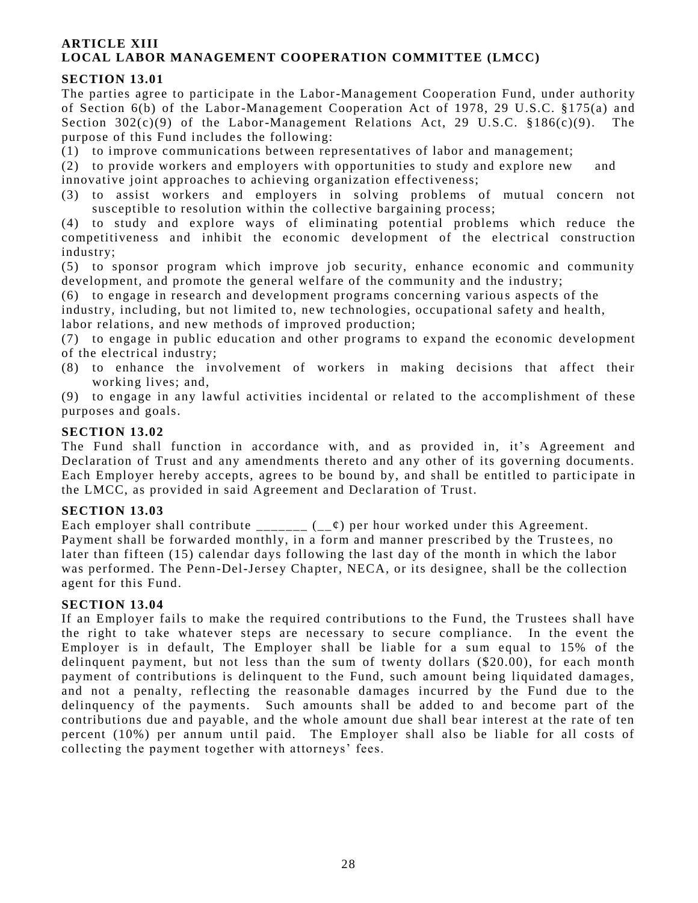# ARTICLE XIII
# LOCAL LABOR MANAGEMENT COOPERATION COMMITTEE (LMCC)

### SECTION 13.01

The parties agree to participate in the Labor-Management Cooperation Fund, under authority of Section 6(b) of the Labor-Management Cooperation Act of 1978, 29 U.S.C. §175(a) and Section 302(c)(9) of the Labor-Management Relations Act, 29 U.S.C. §186(c)(9). The purpose of this Fund includes the following:

(1) to improve communications between representatives of labor and management;

(2) to provide workers and employers with opportunities to study and explore new and innovative joint approaches to achieving organization effectiveness;

(3) to assist workers and employers in solving problems of mutual concern not susceptible to resolution within the collective bargaining process;

(4) to study and explore ways of eliminating potential problems which reduce the competitiveness and inhibit the economic development of the electrical construction industry;

(5) to sponsor program which improve job security, enhance economic and community development, and promote the general welfare of the community and the industry;

(6) to engage in research and development programs concerning various aspects of the industry, including, but not limited to, new technologies, occupational safety and health, labor relations, and new methods of improved production;

(7) to engage in public education and other programs to expand the economic development of the electrical industry;

(8) to enhance the involvement of workers in making decisions that affect their working lives; and,

(9) to engage in any lawful activities incidental or related to the accomplishment of these purposes and goals.

### SECTION 13.02

The Fund shall function in accordance with, and as provided in, it's Agreement and Declaration of Trust and any amendments thereto and any other of its governing documents. Each Employer hereby accepts, agrees to be bound by, and shall be entitled to participate in the LMCC, as provided in said Agreement and Declaration of Trust.

### SECTION 13.03

Each employer shall contribute _______ (__¢) per hour worked under this Agreement. Payment shall be forwarded monthly, in a form and manner prescribed by the Trustees, no later than fifteen (15) calendar days following the last day of the month in which the labor was performed. The Penn-Del-Jersey Chapter, NECA, or its designee, shall be the collection agent for this Fund.

### SECTION 13.04

If an Employer fails to make the required contributions to the Fund, the Trustees shall have the right to take whatever steps are necessary to secure compliance. In the event the Employer is in default, The Employer shall be liable for a sum equal to 15% of the delinquent payment, but not less than the sum of twenty dollars ($20.00), for each month payment of contributions is delinquent to the Fund, such amount being liquidated damages, and not a penalty, reflecting the reasonable damages incurred by the Fund due to the delinquency of the payments. Such amounts shall be added to and become part of the contributions due and payable, and the whole amount due shall bear interest at the rate of ten percent (10%) per annum until paid. The Employer shall also be liable for all costs of collecting the payment together with attorneys' fees.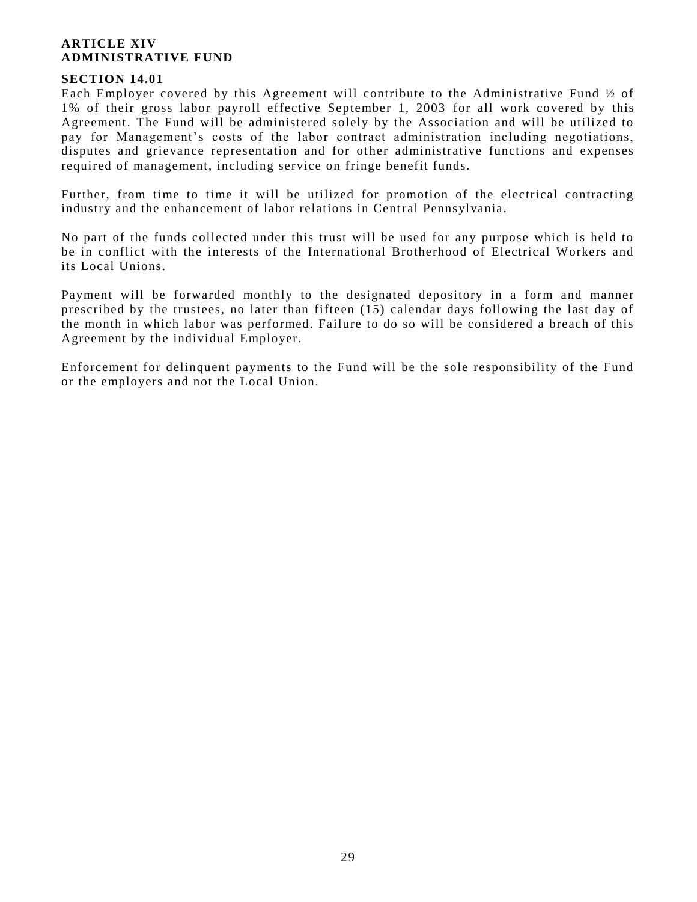## ARTICLE XIV
## ADMINISTRATIVE FUND

### SECTION 14.01

Each Employer covered by this Agreement will contribute to the Administrative Fund ½ of 1% of their gross labor payroll effective September 1, 2003 for all work covered by this Agreement. The Fund will be administered solely by the Association and will be utilized to pay for Management's costs of the labor contract administration including negotiations, disputes and grievance representation and for other administrative functions and expenses required of management, including service on fringe benefit funds.

Further, from time to time it will be utilized for promotion of the electrical contracting industry and the enhancement of labor relations in Central Pennsylvania.

No part of the funds collected under this trust will be used for any purpose which is held to be in conflict with the interests of the International Brotherhood of Electrical Workers and its Local Unions.

Payment will be forwarded monthly to the designated depository in a form and manner prescribed by the trustees, no later than fifteen (15) calendar days following the last day of the month in which labor was performed. Failure to do so will be considered a breach of this Agreement by the individual Employer.

Enforcement for delinquent payments to the Fund will be the sole responsibility of the Fund or the employers and not the Local Union.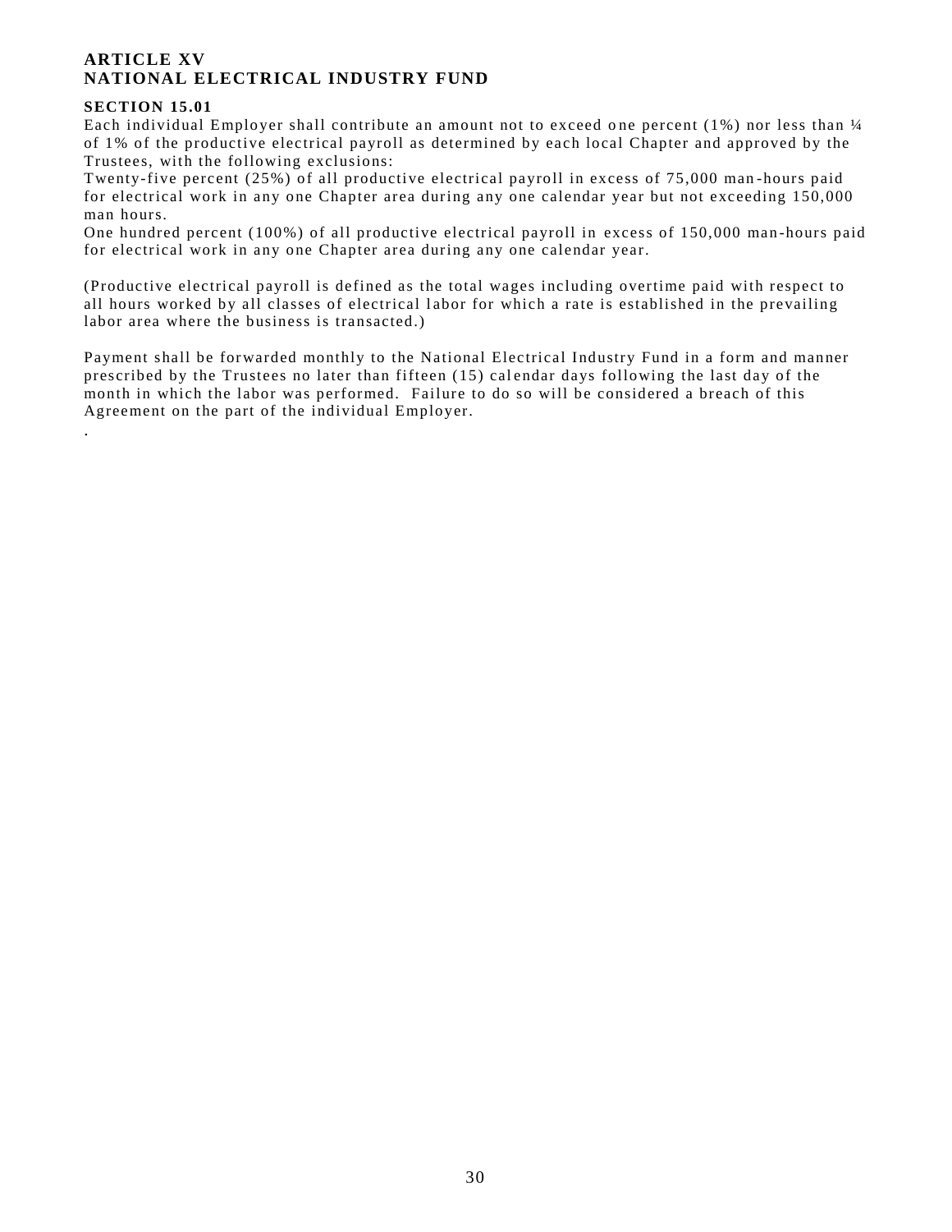## ARTICLE XV
## NATIONAL ELECTRICAL INDUSTRY FUND

### SECTION 15.01

Each individual Employer shall contribute an amount not to exceed one percent (1%) nor less than ¼ of 1% of the productive electrical payroll as determined by each local Chapter and approved by the Trustees, with the following exclusions:

Twenty-five percent (25%) of all productive electrical payroll in excess of 75,000 man-hours paid for electrical work in any one Chapter area during any one calendar year but not exceeding 150,000 man hours.

One hundred percent (100%) of all productive electrical payroll in excess of 150,000 man-hours paid for electrical work in any one Chapter area during any one calendar year.

(Productive electrical payroll is defined as the total wages including overtime paid with respect to all hours worked by all classes of electrical labor for which a rate is established in the prevailing labor area where the business is transacted.)

Payment shall be forwarded monthly to the National Electrical Industry Fund in a form and manner prescribed by the Trustees no later than fifteen (15) calendar days following the last day of the month in which the labor was performed. Failure to do so will be considered a breach of this Agreement on the part of the individual Employer.

.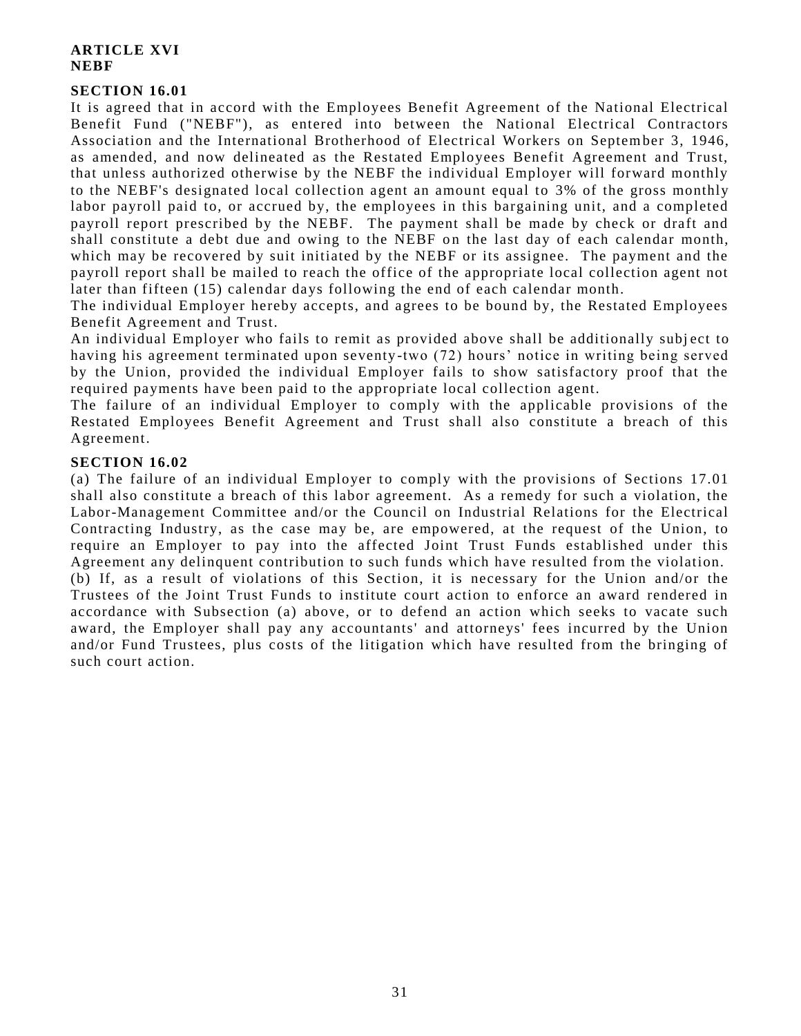**ARTICLE XVI**
**NEBF**

**SECTION 16.01**

It is agreed that in accord with the Employees Benefit Agreement of the National Electrical Benefit Fund ("NEBF"), as entered into between the National Electrical Contractors Association and the International Brotherhood of Electrical Workers on September 3, 1946, as amended, and now delineated as the Restated Employees Benefit Agreement and Trust, that unless authorized otherwise by the NEBF the individual Employer will forward monthly to the NEBF's designated local collection agent an amount equal to 3% of the gross monthly labor payroll paid to, or accrued by, the employees in this bargaining unit, and a completed payroll report prescribed by the NEBF. The payment shall be made by check or draft and shall constitute a debt due and owing to the NEBF on the last day of each calendar month, which may be recovered by suit initiated by the NEBF or its assignee. The payment and the payroll report shall be mailed to reach the office of the appropriate local collection agent not later than fifteen (15) calendar days following the end of each calendar month.

The individual Employer hereby accepts, and agrees to be bound by, the Restated Employees Benefit Agreement and Trust.

An individual Employer who fails to remit as provided above shall be additionally subject to having his agreement terminated upon seventy-two (72) hours' notice in writing being served by the Union, provided the individual Employer fails to show satisfactory proof that the required payments have been paid to the appropriate local collection agent.

The failure of an individual Employer to comply with the applicable provisions of the Restated Employees Benefit Agreement and Trust shall also constitute a breach of this Agreement.

**SECTION 16.02**

(a) The failure of an individual Employer to comply with the provisions of Sections 17.01 shall also constitute a breach of this labor agreement. As a remedy for such a violation, the Labor-Management Committee and/or the Council on Industrial Relations for the Electrical Contracting Industry, as the case may be, are empowered, at the request of the Union, to require an Employer to pay into the affected Joint Trust Funds established under this Agreement any delinquent contribution to such funds which have resulted from the violation.

(b) If, as a result of violations of this Section, it is necessary for the Union and/or the Trustees of the Joint Trust Funds to institute court action to enforce an award rendered in accordance with Subsection (a) above, or to defend an action which seeks to vacate such award, the Employer shall pay any accountants' and attorneys' fees incurred by the Union and/or Fund Trustees, plus costs of the litigation which have resulted from the bringing of such court action.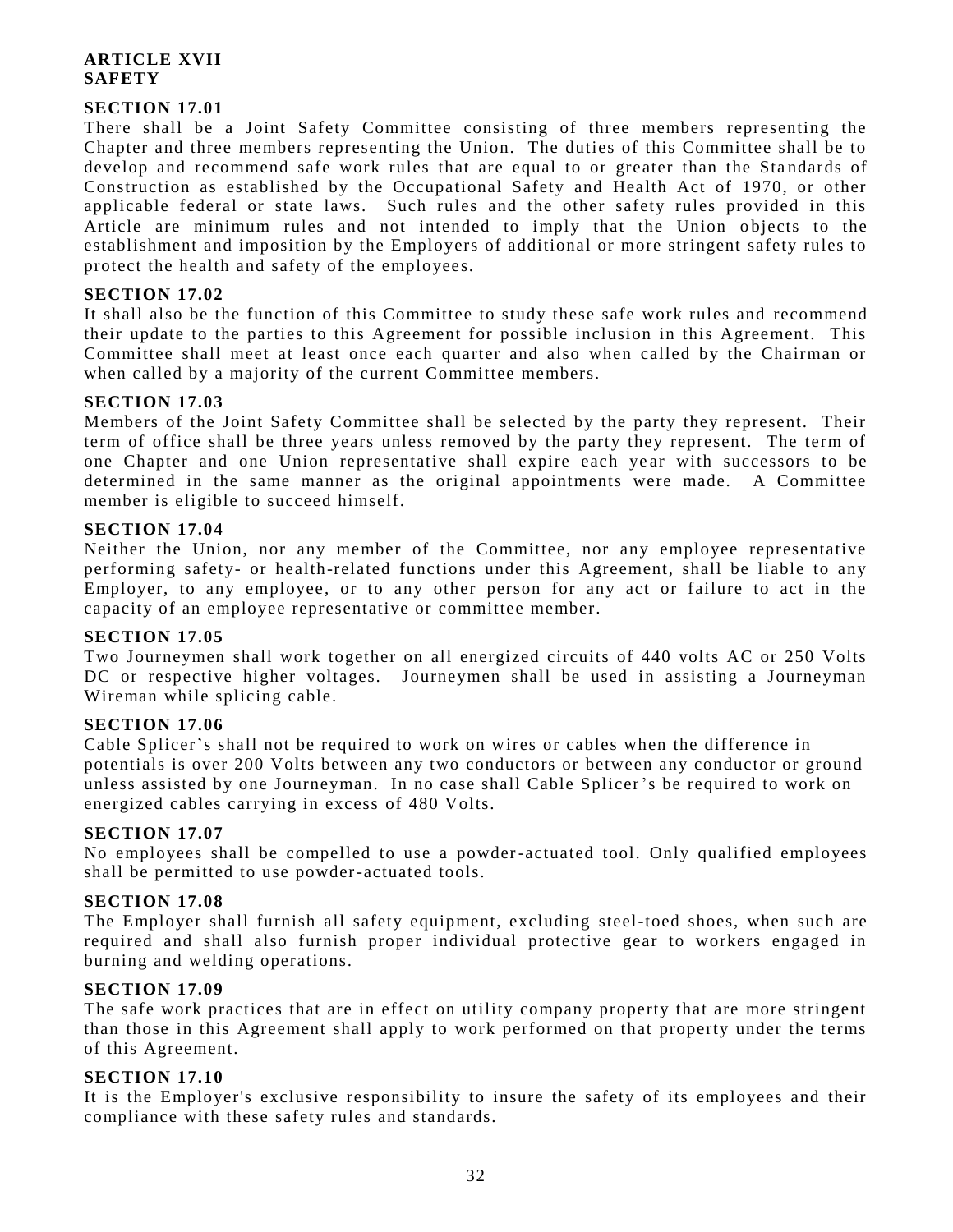# ARTICLE XVII
# SAFETY

## SECTION 17.01

There shall be a Joint Safety Committee consisting of three members representing the Chapter and three members representing the Union. The duties of this Committee shall be to develop and recommend safe work rules that are equal to or greater than the Standards of Construction as established by the Occupational Safety and Health Act of 1970, or other applicable federal or state laws. Such rules and the other safety rules provided in this Article are minimum rules and not intended to imply that the Union objects to the establishment and imposition by the Employers of additional or more stringent safety rules to protect the health and safety of the employees.

## SECTION 17.02

It shall also be the function of this Committee to study these safe work rules and recommend their update to the parties to this Agreement for possible inclusion in this Agreement. This Committee shall meet at least once each quarter and also when called by the Chairman or when called by a majority of the current Committee members.

## SECTION 17.03

Members of the Joint Safety Committee shall be selected by the party they represent. Their term of office shall be three years unless removed by the party they represent. The term of one Chapter and one Union representative shall expire each year with successors to be determined in the same manner as the original appointments were made. A Committee member is eligible to succeed himself.

## SECTION 17.04

Neither the Union, nor any member of the Committee, nor any employee representative performing safety- or health-related functions under this Agreement, shall be liable to any Employer, to any employee, or to any other person for any act or failure to act in the capacity of an employee representative or committee member.

## SECTION 17.05

Two Journeymen shall work together on all energized circuits of 440 volts AC or 250 Volts DC or respective higher voltages. Journeymen shall be used in assisting a Journeyman Wireman while splicing cable.

## SECTION 17.06

Cable Splicer's shall not be required to work on wires or cables when the difference in potentials is over 200 Volts between any two conductors or between any conductor or ground unless assisted by one Journeyman. In no case shall Cable Splicer's be required to work on energized cables carrying in excess of 480 Volts.

## SECTION 17.07

No employees shall be compelled to use a powder-actuated tool. Only qualified employees shall be permitted to use powder-actuated tools.

## SECTION 17.08

The Employer shall furnish all safety equipment, excluding steel-toed shoes, when such are required and shall also furnish proper individual protective gear to workers engaged in burning and welding operations.

## SECTION 17.09

The safe work practices that are in effect on utility company property that are more stringent than those in this Agreement shall apply to work performed on that property under the terms of this Agreement.

## SECTION 17.10

It is the Employer's exclusive responsibility to insure the safety of its employees and their compliance with these safety rules and standards.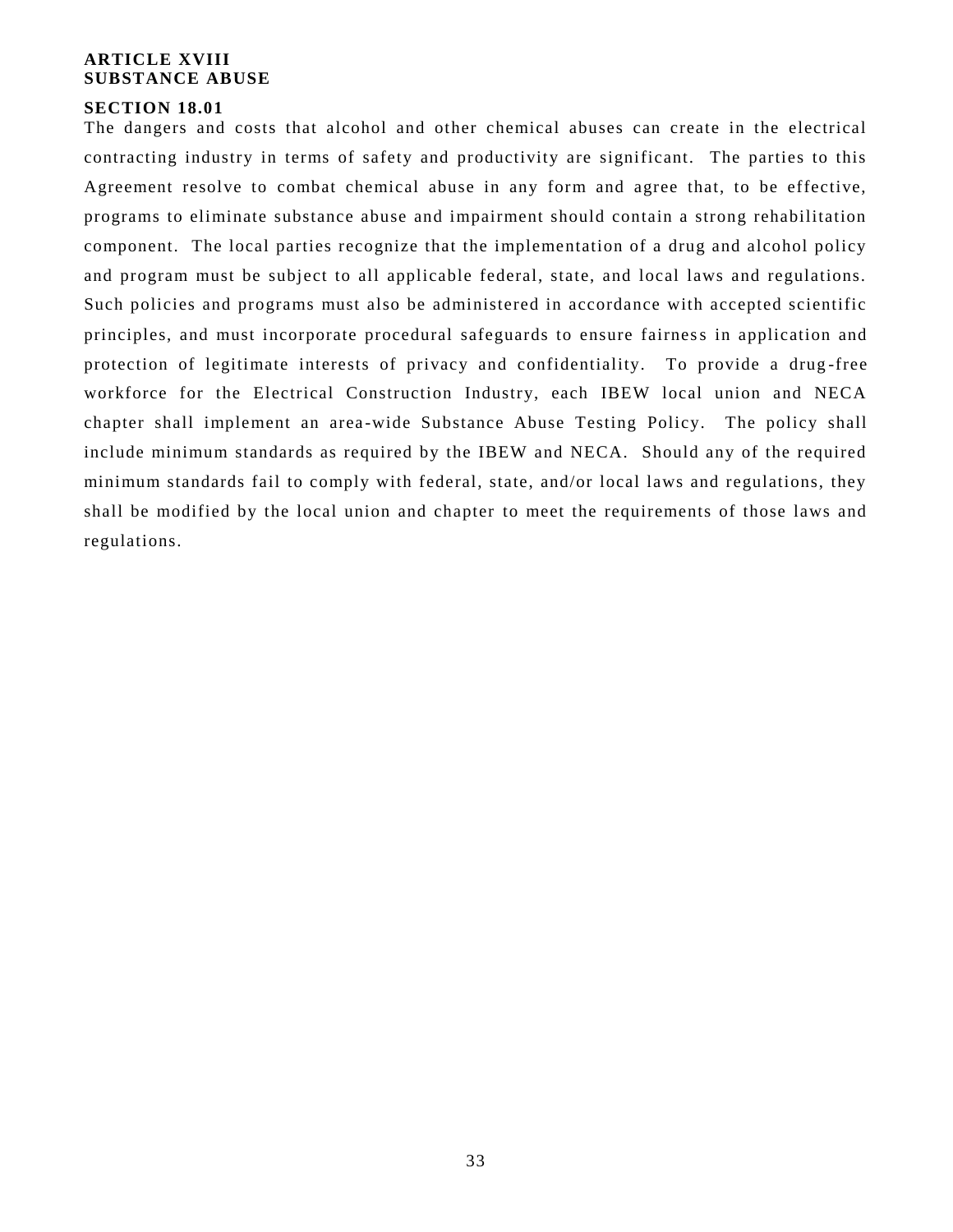## ARTICLE XVIII
## SUBSTANCE ABUSE

### SECTION 18.01

The dangers and costs that alcohol and other chemical abuses can create in the electrical contracting industry in terms of safety and productivity are significant. The parties to this Agreement resolve to combat chemical abuse in any form and agree that, to be effective, programs to eliminate substance abuse and impairment should contain a strong rehabilitation component. The local parties recognize that the implementation of a drug and alcohol policy and program must be subject to all applicable federal, state, and local laws and regulations. Such policies and programs must also be administered in accordance with accepted scientific principles, and must incorporate procedural safeguards to ensure fairness in application and protection of legitimate interests of privacy and confidentiality. To provide a drug-free workforce for the Electrical Construction Industry, each IBEW local union and NECA chapter shall implement an area-wide Substance Abuse Testing Policy. The policy shall include minimum standards as required by the IBEW and NECA. Should any of the required minimum standards fail to comply with federal, state, and/or local laws and regulations, they shall be modified by the local union and chapter to meet the requirements of those laws and regulations.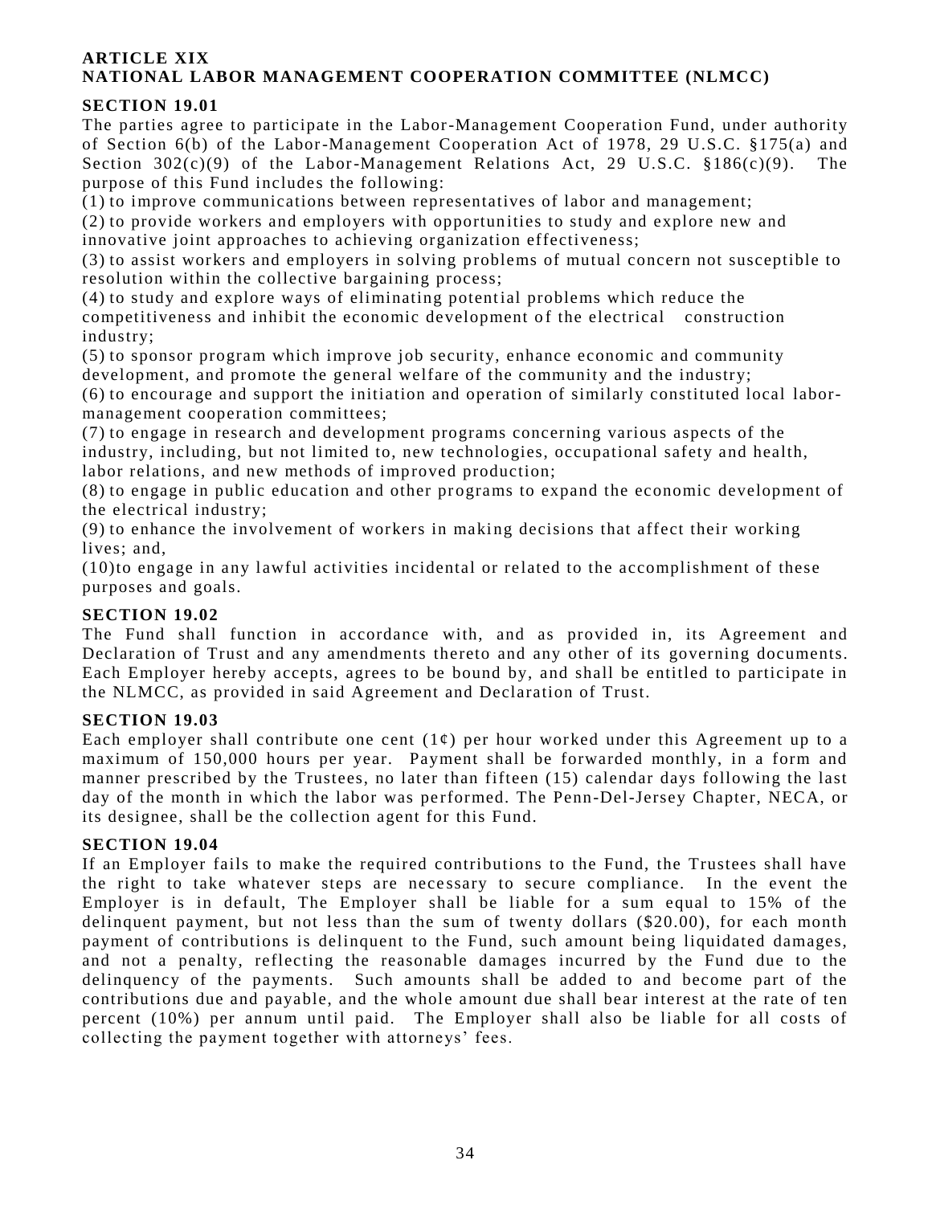## ARTICLE XIX
## NATIONAL LABOR MANAGEMENT COOPERATION COMMITTEE (NLMCC)

### SECTION 19.01

The parties agree to participate in the Labor-Management Cooperation Fund, under authority of Section 6(b) of the Labor-Management Cooperation Act of 1978, 29 U.S.C. §175(a) and Section 302(c)(9) of the Labor-Management Relations Act, 29 U.S.C. §186(c)(9). The purpose of this Fund includes the following:

(1) to improve communications between representatives of labor and management;

(2) to provide workers and employers with opportunities to study and explore new and innovative joint approaches to achieving organization effectiveness;

(3) to assist workers and employers in solving problems of mutual concern not susceptible to resolution within the collective bargaining process;

(4) to study and explore ways of eliminating potential problems which reduce the competitiveness and inhibit the economic development of the electrical construction industry;

(5) to sponsor program which improve job security, enhance economic and community development, and promote the general welfare of the community and the industry;

(6) to encourage and support the initiation and operation of similarly constituted local labor-management cooperation committees;

(7) to engage in research and development programs concerning various aspects of the industry, including, but not limited to, new technologies, occupational safety and health, labor relations, and new methods of improved production;

(8) to engage in public education and other programs to expand the economic development of the electrical industry;

(9) to enhance the involvement of workers in making decisions that affect their working lives; and,

(10)to engage in any lawful activities incidental or related to the accomplishment of these purposes and goals.

### SECTION 19.02

The Fund shall function in accordance with, and as provided in, its Agreement and Declaration of Trust and any amendments thereto and any other of its governing documents. Each Employer hereby accepts, agrees to be bound by, and shall be entitled to participate in the NLMCC, as provided in said Agreement and Declaration of Trust.

### SECTION 19.03

Each employer shall contribute one cent (1¢) per hour worked under this Agreement up to a maximum of 150,000 hours per year. Payment shall be forwarded monthly, in a form and manner prescribed by the Trustees, no later than fifteen (15) calendar days following the last day of the month in which the labor was performed. The Penn-Del-Jersey Chapter, NECA, or its designee, shall be the collection agent for this Fund.

### SECTION 19.04

If an Employer fails to make the required contributions to the Fund, the Trustees shall have the right to take whatever steps are necessary to secure compliance. In the event the Employer is in default, The Employer shall be liable for a sum equal to 15% of the delinquent payment, but not less than the sum of twenty dollars ($20.00), for each month payment of contributions is delinquent to the Fund, such amount being liquidated damages, and not a penalty, reflecting the reasonable damages incurred by the Fund due to the delinquency of the payments. Such amounts shall be added to and become part of the contributions due and payable, and the whole amount due shall bear interest at the rate of ten percent (10%) per annum until paid. The Employer shall also be liable for all costs of collecting the payment together with attorneys' fees.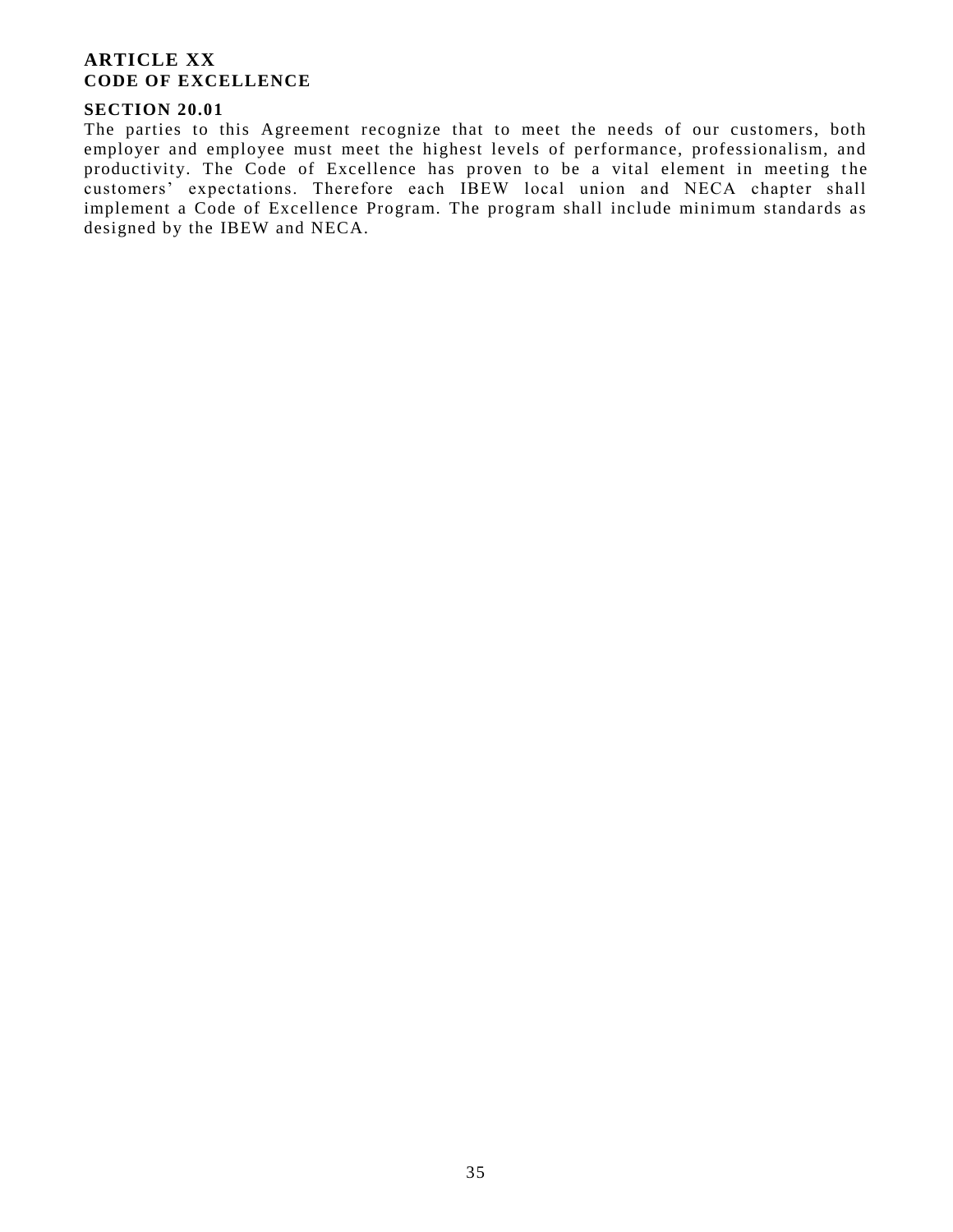## ARTICLE XX
## CODE OF EXCELLENCE

### SECTION 20.01

The parties to this Agreement recognize that to meet the needs of our customers, both employer and employee must meet the highest levels of performance, professionalism, and productivity. The Code of Excellence has proven to be a vital element in meeting the customers' expectations. Therefore each IBEW local union and NECA chapter shall implement a Code of Excellence Program. The program shall include minimum standards as designed by the IBEW and NECA.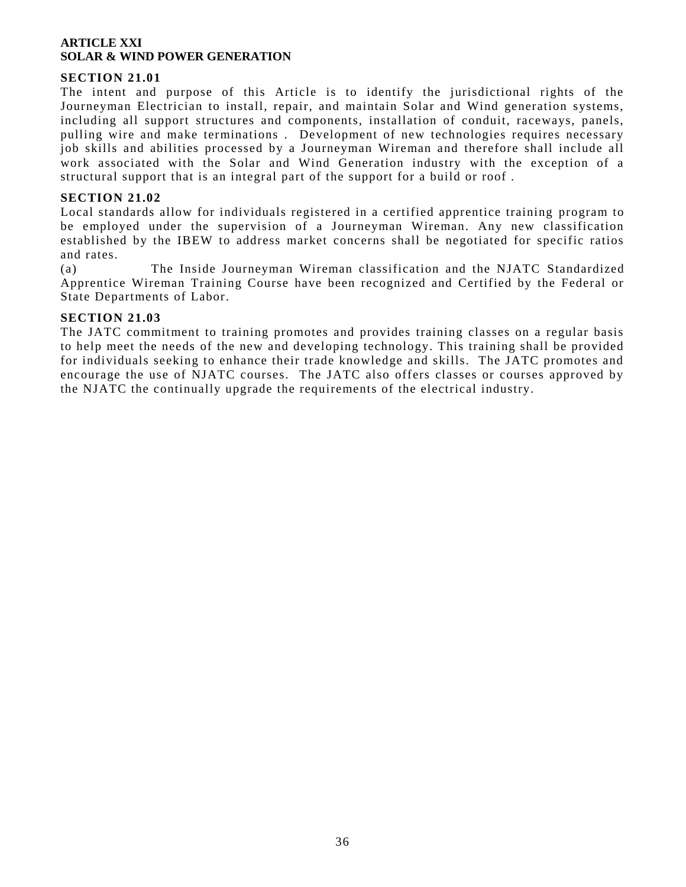**ARTICLE XXI**
**SOLAR & WIND POWER GENERATION**

**SECTION 21.01**

The intent and purpose of this Article is to identify the jurisdictional rights of the Journeyman Electrician to install, repair, and maintain Solar and Wind generation systems, including all support structures and components, installation of conduit, raceways, panels, pulling wire and make terminations . Development of new technologies requires necessary job skills and abilities processed by a Journeyman Wireman and therefore shall include all work associated with the Solar and Wind Generation industry with the exception of a structural support that is an integral part of the support for a build or roof .

**SECTION 21.02**

Local standards allow for individuals registered in a certified apprentice training program to be employed under the supervision of a Journeyman Wireman. Any new classification established by the IBEW to address market concerns shall be negotiated for specific ratios and rates.

(a) The Inside Journeyman Wireman classification and the NJATC Standardized Apprentice Wireman Training Course have been recognized and Certified by the Federal or State Departments of Labor.

**SECTION 21.03**

The JATC commitment to training promotes and provides training classes on a regular basis to help meet the needs of the new and developing technology. This training shall be provided for individuals seeking to enhance their trade knowledge and skills. The JATC promotes and encourage the use of NJATC courses. The JATC also offers classes or courses approved by the NJATC the continually upgrade the requirements of the electrical industry.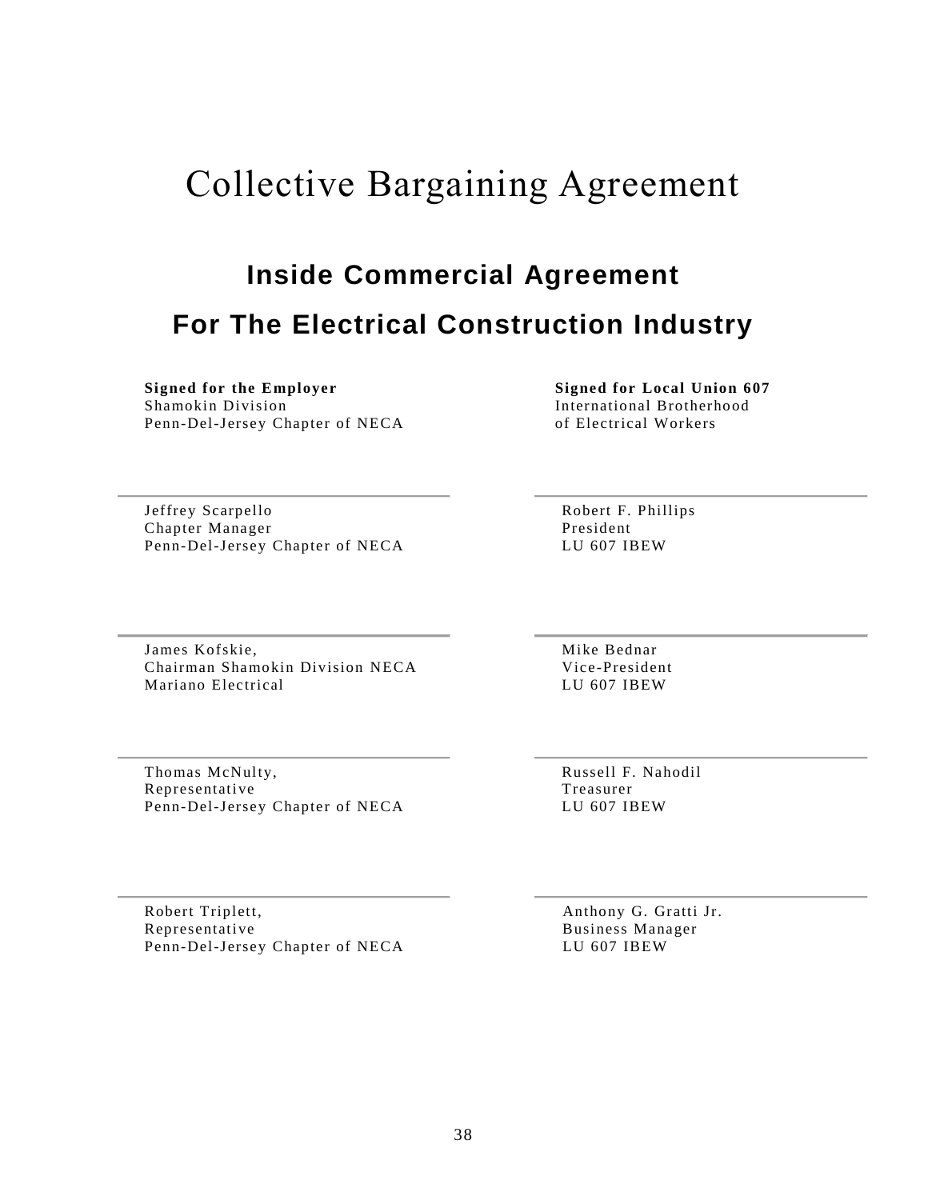# Collective Bargaining Agreement

## Inside Commercial Agreement

## For The Electrical Construction Industry

**Signed for the Employer**
Shamokin Division
Penn-Del-Jersey Chapter of NECA

**Signed for Local Union 607**
International Brotherhood
of Electrical Workers

Jeffrey Scarpello
Chapter Manager
Penn-Del-Jersey Chapter of NECA

Robert F. Phillips
President
LU 607 IBEW

James Kofskie,
Chairman Shamokin Division NECA
Mariano Electrical

Mike Bednar
Vice-President
LU 607 IBEW

Thomas McNulty,
Representative
Penn-Del-Jersey Chapter of NECA

Russell F. Nahodil
Treasurer
LU 607 IBEW

Robert Triplett,
Representative
Penn-Del-Jersey Chapter of NECA

Anthony G. Gratti Jr.
Business Manager
LU 607 IBEW